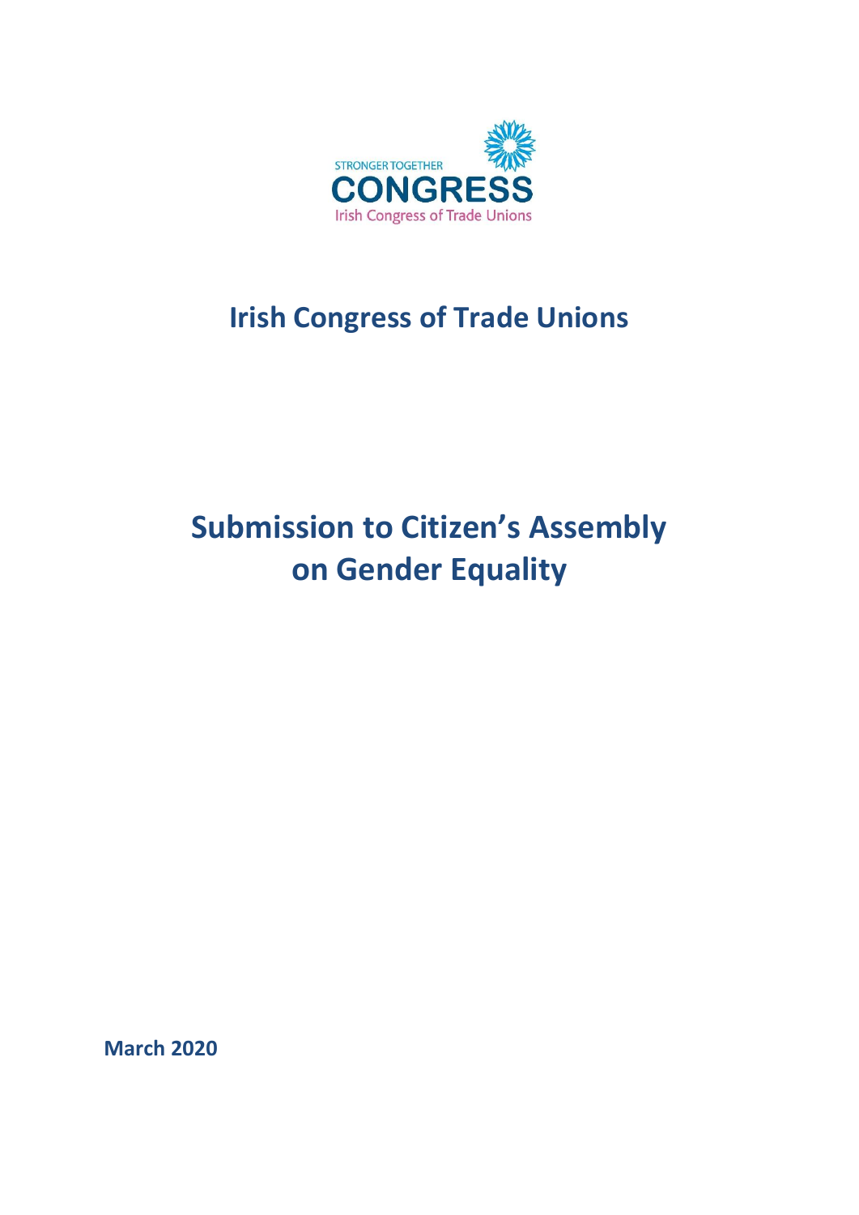STRONGER TOGETHER

CONGRESS

Irish Congress of Trade Unions

# Irish Congress of Trade Unions

# Submission to Citizen's Assembly on Gender Equality

**March 2020**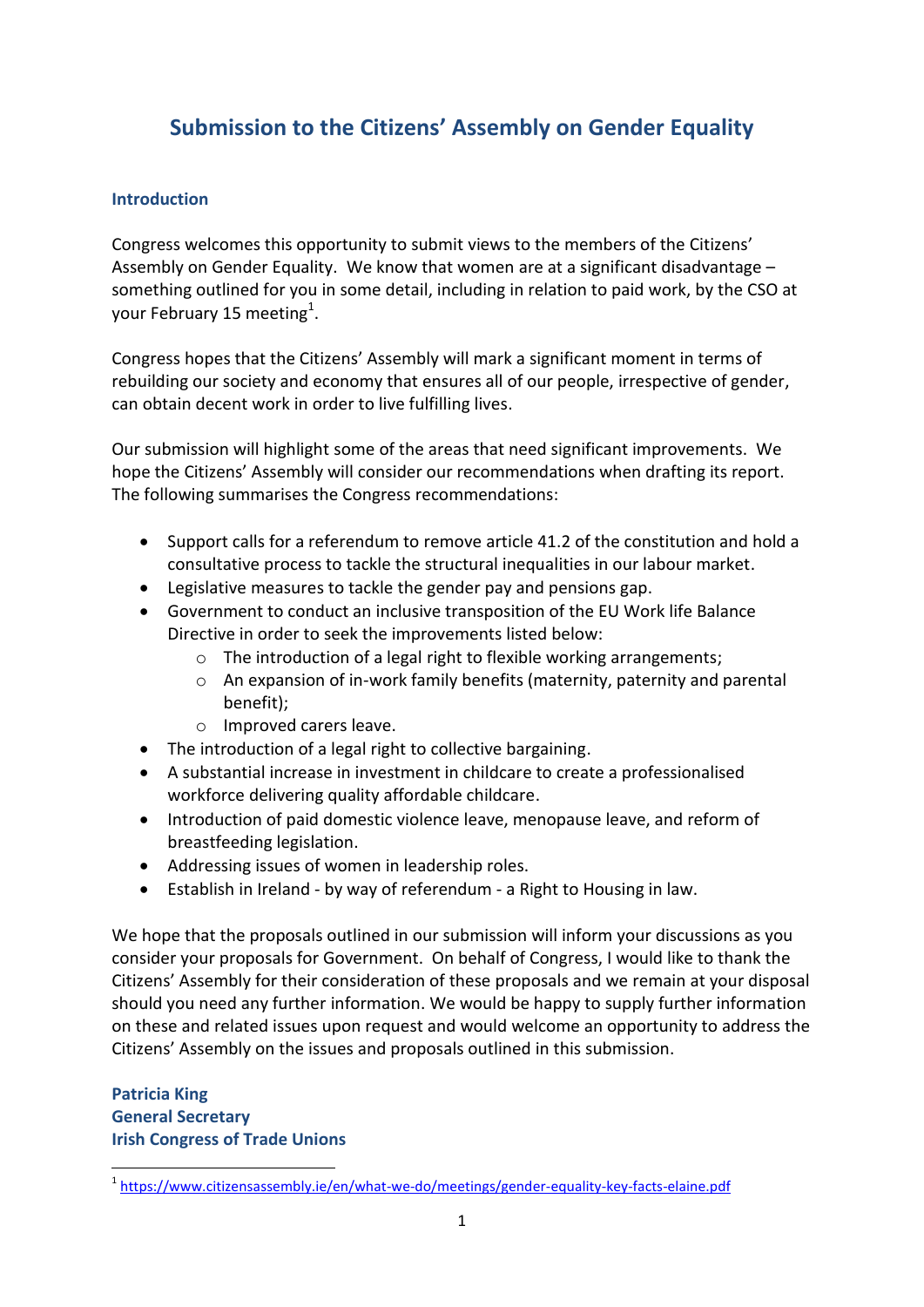# Submission to the Citizens' Assembly on Gender Equality

## Introduction

Congress welcomes this opportunity to submit views to the members of the Citizens' Assembly on Gender Equality. We know that women are at a significant disadvantage – something outlined for you in some detail, including in relation to paid work, by the CSO at your February 15 meeting[1].

Congress hopes that the Citizens' Assembly will mark a significant moment in terms of rebuilding our society and economy that ensures all of our people, irrespective of gender, can obtain decent work in order to live fulfilling lives.

Our submission will highlight some of the areas that need significant improvements. We hope the Citizens' Assembly will consider our recommendations when drafting its report. The following summarises the Congress recommendations:

- Support calls for a referendum to remove article 41.2 of the constitution and hold a consultative process to tackle the structural inequalities in our labour market.
- Legislative measures to tackle the gender pay and pensions gap.
- Government to conduct an inclusive transposition of the EU Work life Balance Directive in order to seek the improvements listed below:
  - The introduction of a legal right to flexible working arrangements;
  - An expansion of in-work family benefits (maternity, paternity and parental benefit);
  - Improved carers leave.
- The introduction of a legal right to collective bargaining.
- A substantial increase in investment in childcare to create a professionalised workforce delivering quality affordable childcare.
- Introduction of paid domestic violence leave, menopause leave, and reform of breastfeeding legislation.
- Addressing issues of women in leadership roles.
- Establish in Ireland - by way of referendum - a Right to Housing in law.

We hope that the proposals outlined in our submission will inform your discussions as you consider your proposals for Government. On behalf of Congress, I would like to thank the Citizens' Assembly for their consideration of these proposals and we remain at your disposal should you need any further information. We would be happy to supply further information on these and related issues upon request and would welcome an opportunity to address the Citizens' Assembly on the issues and proposals outlined in this submission.

**Patricia King**
**General Secretary**
**Irish Congress of Trade Unions**

---

[1] https://www.citizensassembly.ie/en/what-we-do/meetings/gender-equality-key-facts-elaine.pdf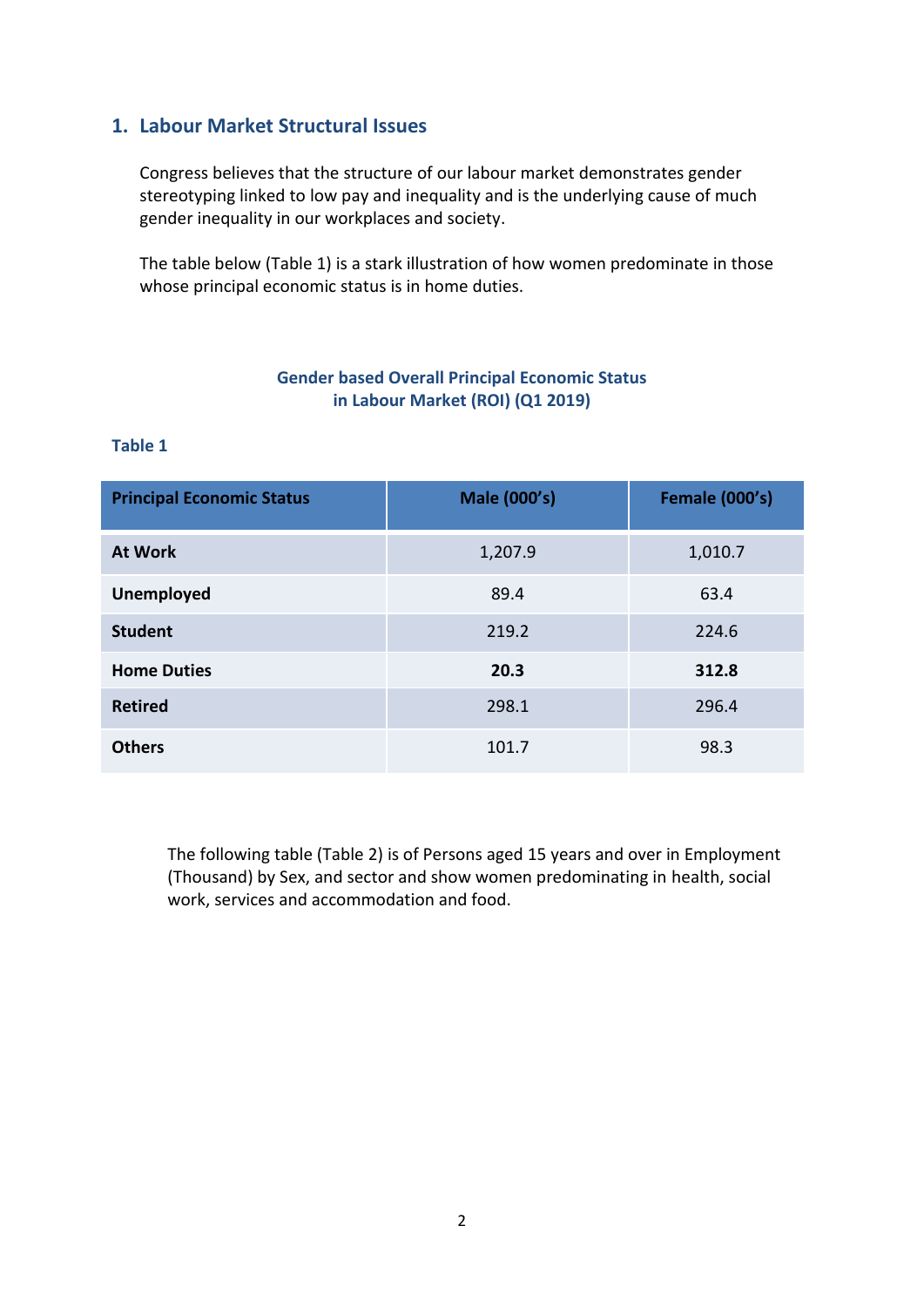## 1. Labour Market Structural Issues

Congress believes that the structure of our labour market demonstrates gender stereotyping linked to low pay and inequality and is the underlying cause of much gender inequality in our workplaces and society.

The table below (Table 1) is a stark illustration of how women predominate in those whose principal economic status is in home duties.

**Gender based Overall Principal Economic Status in Labour Market (ROI) (Q1 2019)**

**Table 1**

| Principal Economic Status | Male (000's) | Female (000's) |
|---|---|---|
| **At Work** | 1,207.9 | 1,010.7 |
| **Unemployed** | 89.4 | 63.4 |
| **Student** | 219.2 | 224.6 |
| **Home Duties** | **20.3** | **312.8** |
| **Retired** | 298.1 | 296.4 |
| **Others** | 101.7 | 98.3 |

The following table (Table 2) is of Persons aged 15 years and over in Employment (Thousand) by Sex, and sector and show women predominating in health, social work, services and accommodation and food.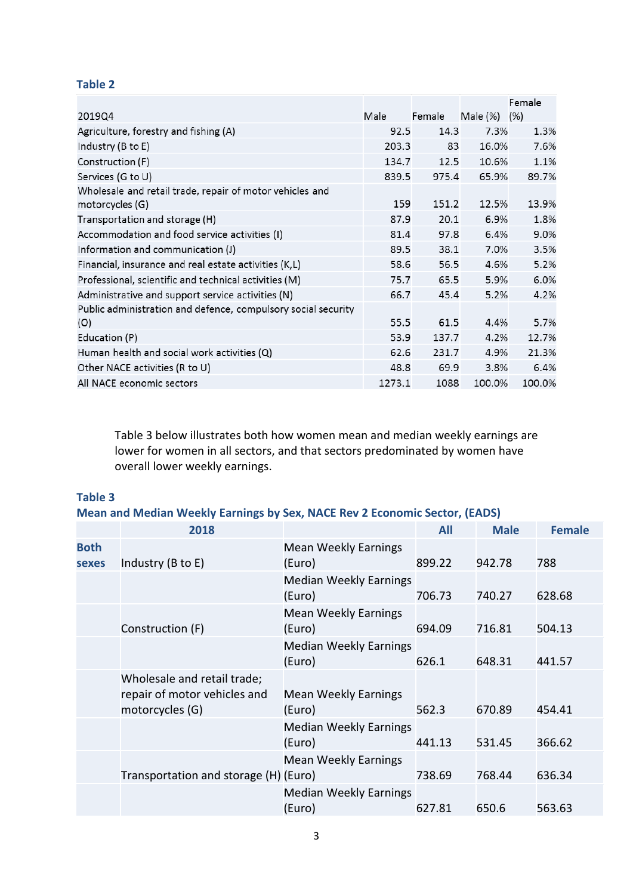**Table 2**

| 2019Q4 | Male | Female | Male (%) | Female (%) |
|---|---|---|---|---|
| Agriculture, forestry and fishing (A) | 92.5 | 14.3 | 7.3% | 1.3% |
| Industry (B to E) | 203.3 | 83 | 16.0% | 7.6% |
| Construction (F) | 134.7 | 12.5 | 10.6% | 1.1% |
| Services (G to U) | 839.5 | 975.4 | 65.9% | 89.7% |
| Wholesale and retail trade, repair of motor vehicles and motorcycles (G) | 159 | 151.2 | 12.5% | 13.9% |
| Transportation and storage (H) | 87.9 | 20.1 | 6.9% | 1.8% |
| Accommodation and food service activities (I) | 81.4 | 97.8 | 6.4% | 9.0% |
| Information and communication (J) | 89.5 | 38.1 | 7.0% | 3.5% |
| Financial, insurance and real estate activities (K,L) | 58.6 | 56.5 | 4.6% | 5.2% |
| Professional, scientific and technical activities (M) | 75.7 | 65.5 | 5.9% | 6.0% |
| Administrative and support service activities (N) | 66.7 | 45.4 | 5.2% | 4.2% |
| Public administration and defence, compulsory social security (O) | 55.5 | 61.5 | 4.4% | 5.7% |
| Education (P) | 53.9 | 137.7 | 4.2% | 12.7% |
| Human health and social work activities (Q) | 62.6 | 231.7 | 4.9% | 21.3% |
| Other NACE activities (R to U) | 48.8 | 69.9 | 3.8% | 6.4% |
| All NACE economic sectors | 1273.1 | 1088 | 100.0% | 100.0% |

Table 3 below illustrates both how women mean and median weekly earnings are lower for women in all sectors, and that sectors predominated by women have overall lower weekly earnings.

**Table 3**
**Mean and Median Weekly Earnings by Sex, NACE Rev 2 Economic Sector, (EADS)**

| | 2018 | | All | Male | Female |
|---|---|---|---|---|---|
| **Both sexes** | Industry (B to E) | Mean Weekly Earnings (Euro) | 899.22 | 942.78 | 788 |
| | | Median Weekly Earnings (Euro) | 706.73 | 740.27 | 628.68 |
| | Construction (F) | Mean Weekly Earnings (Euro) | 694.09 | 716.81 | 504.13 |
| | | Median Weekly Earnings (Euro) | 626.1 | 648.31 | 441.57 |
| | Wholesale and retail trade; repair of motor vehicles and motorcycles (G) | Mean Weekly Earnings (Euro) | 562.3 | 670.89 | 454.41 |
| | | Median Weekly Earnings (Euro) | 441.13 | 531.45 | 366.62 |
| | Transportation and storage (H) | Mean Weekly Earnings (Euro) | 738.69 | 768.44 | 636.34 |
| | | Median Weekly Earnings (Euro) | 627.81 | 650.6 | 563.63 |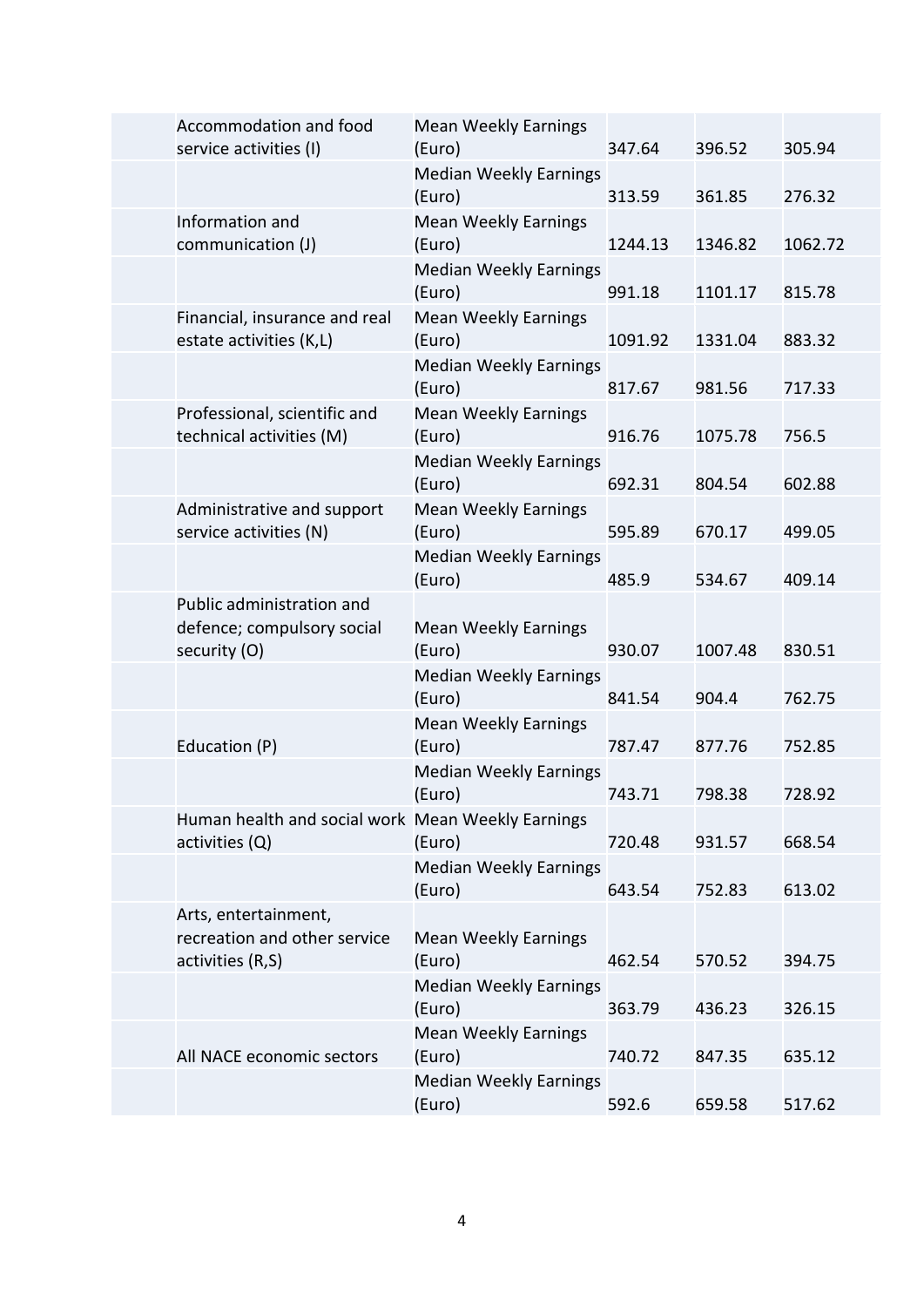| | | | | |
|---|---|---|---|---|
| | Accommodation and food service activities (I) | Mean Weekly Earnings (Euro) | 347.64 | 396.52 | 305.94 |
| | | Median Weekly Earnings (Euro) | 313.59 | 361.85 | 276.32 |
| | Information and communication (J) | Mean Weekly Earnings (Euro) | 1244.13 | 1346.82 | 1062.72 |
| | | Median Weekly Earnings (Euro) | 991.18 | 1101.17 | 815.78 |
| | Financial, insurance and real estate activities (K,L) | Mean Weekly Earnings (Euro) | 1091.92 | 1331.04 | 883.32 |
| | | Median Weekly Earnings (Euro) | 817.67 | 981.56 | 717.33 |
| | Professional, scientific and technical activities (M) | Mean Weekly Earnings (Euro) | 916.76 | 1075.78 | 756.5 |
| | | Median Weekly Earnings (Euro) | 692.31 | 804.54 | 602.88 |
| | Administrative and support service activities (N) | Mean Weekly Earnings (Euro) | 595.89 | 670.17 | 499.05 |
| | | Median Weekly Earnings (Euro) | 485.9 | 534.67 | 409.14 |
| | Public administration and defence; compulsory social security (O) | Mean Weekly Earnings (Euro) | 930.07 | 1007.48 | 830.51 |
| | | Median Weekly Earnings (Euro) | 841.54 | 904.4 | 762.75 |
| | Education (P) | Mean Weekly Earnings (Euro) | 787.47 | 877.76 | 752.85 |
| | | Median Weekly Earnings (Euro) | 743.71 | 798.38 | 728.92 |
| | Human health and social work activities (Q) | Mean Weekly Earnings (Euro) | 720.48 | 931.57 | 668.54 |
| | | Median Weekly Earnings (Euro) | 643.54 | 752.83 | 613.02 |
| | Arts, entertainment, recreation and other service activities (R,S) | Mean Weekly Earnings (Euro) | 462.54 | 570.52 | 394.75 |
| | | Median Weekly Earnings (Euro) | 363.79 | 436.23 | 326.15 |
| | All NACE economic sectors | Mean Weekly Earnings (Euro) | 740.72 | 847.35 | 635.12 |
| | | Median Weekly Earnings (Euro) | 592.6 | 659.58 | 517.62 |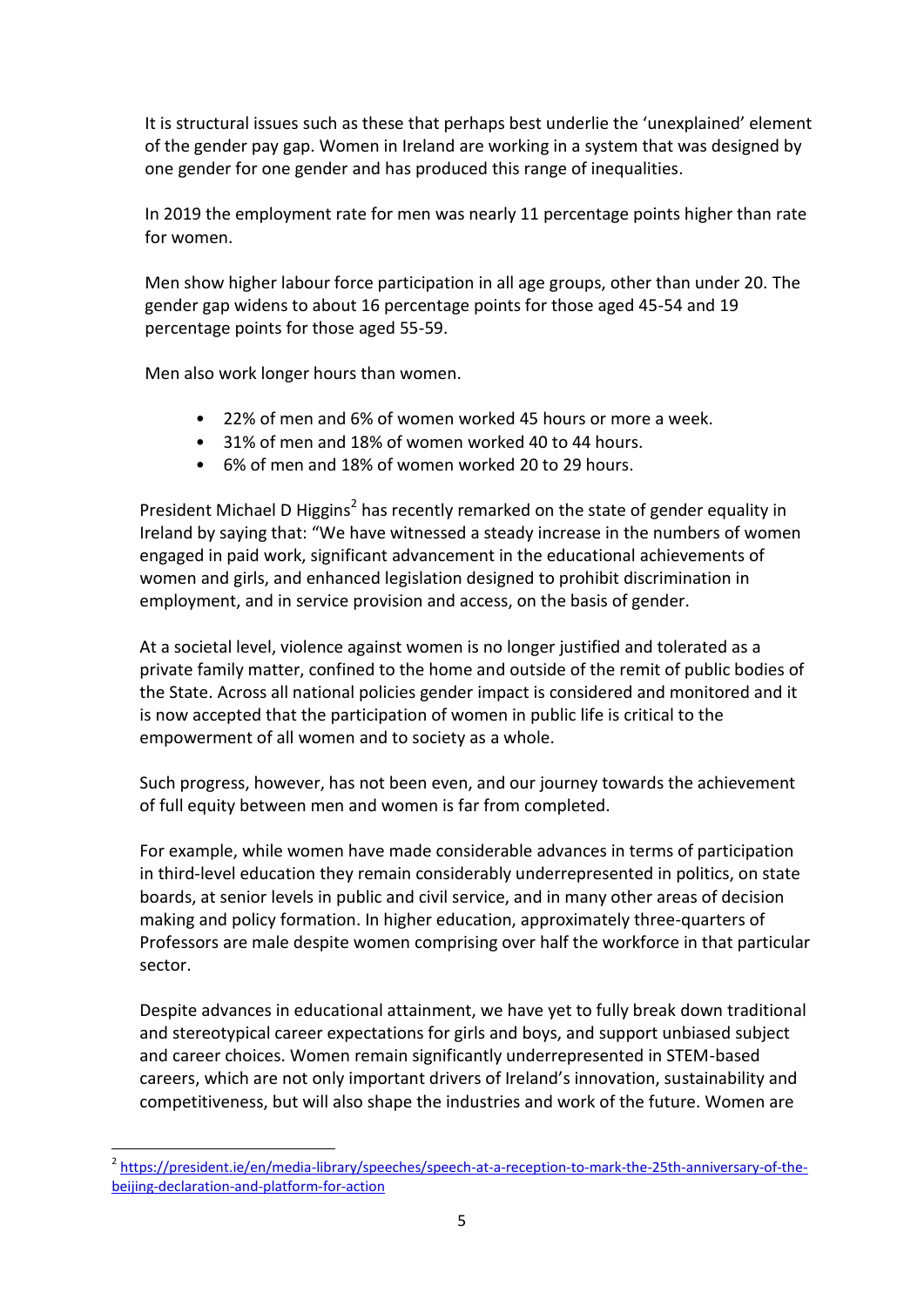It is structural issues such as these that perhaps best underlie the 'unexplained' element of the gender pay gap. Women in Ireland are working in a system that was designed by one gender for one gender and has produced this range of inequalities.

In 2019 the employment rate for men was nearly 11 percentage points higher than rate for women.

Men show higher labour force participation in all age groups, other than under 20. The gender gap widens to about 16 percentage points for those aged 45-54 and 19 percentage points for those aged 55-59.

Men also work longer hours than women.

- 22% of men and 6% of women worked 45 hours or more a week.
- 31% of men and 18% of women worked 40 to 44 hours.
- 6% of men and 18% of women worked 20 to 29 hours.

President Michael D Higgins[2] has recently remarked on the state of gender equality in Ireland by saying that: "We have witnessed a steady increase in the numbers of women engaged in paid work, significant advancement in the educational achievements of women and girls, and enhanced legislation designed to prohibit discrimination in employment, and in service provision and access, on the basis of gender.

At a societal level, violence against women is no longer justified and tolerated as a private family matter, confined to the home and outside of the remit of public bodies of the State. Across all national policies gender impact is considered and monitored and it is now accepted that the participation of women in public life is critical to the empowerment of all women and to society as a whole.

Such progress, however, has not been even, and our journey towards the achievement of full equity between men and women is far from completed.

For example, while women have made considerable advances in terms of participation in third-level education they remain considerably underrepresented in politics, on state boards, at senior levels in public and civil service, and in many other areas of decision making and policy formation. In higher education, approximately three-quarters of Professors are male despite women comprising over half the workforce in that particular sector.

Despite advances in educational attainment, we have yet to fully break down traditional and stereotypical career expectations for girls and boys, and support unbiased subject and career choices. Women remain significantly underrepresented in STEM-based careers, which are not only important drivers of Ireland's innovation, sustainability and competitiveness, but will also shape the industries and work of the future. Women are

[2] https://president.ie/en/media-library/speeches/speech-at-a-reception-to-mark-the-25th-anniversary-of-the-beijing-declaration-and-platform-for-action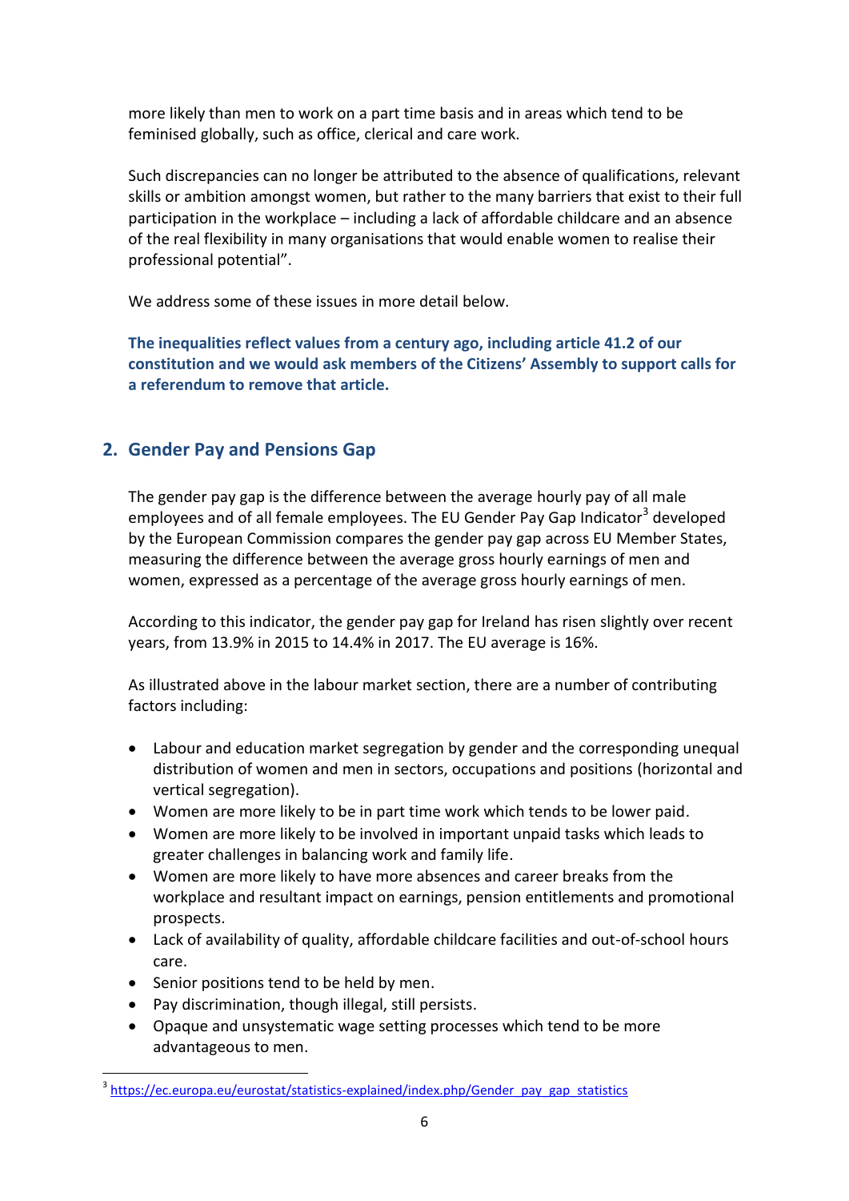more likely than men to work on a part time basis and in areas which tend to be feminised globally, such as office, clerical and care work.

Such discrepancies can no longer be attributed to the absence of qualifications, relevant skills or ambition amongst women, but rather to the many barriers that exist to their full participation in the workplace – including a lack of affordable childcare and an absence of the real flexibility in many organisations that would enable women to realise their professional potential".

We address some of these issues in more detail below.

**The inequalities reflect values from a century ago, including article 41.2 of our constitution and we would ask members of the Citizens' Assembly to support calls for a referendum to remove that article.**

## 2. Gender Pay and Pensions Gap

The gender pay gap is the difference between the average hourly pay of all male employees and of all female employees. The EU Gender Pay Gap Indicator[3] developed by the European Commission compares the gender pay gap across EU Member States, measuring the difference between the average gross hourly earnings of men and women, expressed as a percentage of the average gross hourly earnings of men.

According to this indicator, the gender pay gap for Ireland has risen slightly over recent years, from 13.9% in 2015 to 14.4% in 2017. The EU average is 16%.

As illustrated above in the labour market section, there are a number of contributing factors including:

- Labour and education market segregation by gender and the corresponding unequal distribution of women and men in sectors, occupations and positions (horizontal and vertical segregation).
- Women are more likely to be in part time work which tends to be lower paid.
- Women are more likely to be involved in important unpaid tasks which leads to greater challenges in balancing work and family life.
- Women are more likely to have more absences and career breaks from the workplace and resultant impact on earnings, pension entitlements and promotional prospects.
- Lack of availability of quality, affordable childcare facilities and out-of-school hours care.
- Senior positions tend to be held by men.
- Pay discrimination, though illegal, still persists.
- Opaque and unsystematic wage setting processes which tend to be more advantageous to men.

[3] https://ec.europa.eu/eurostat/statistics-explained/index.php/Gender_pay_gap_statistics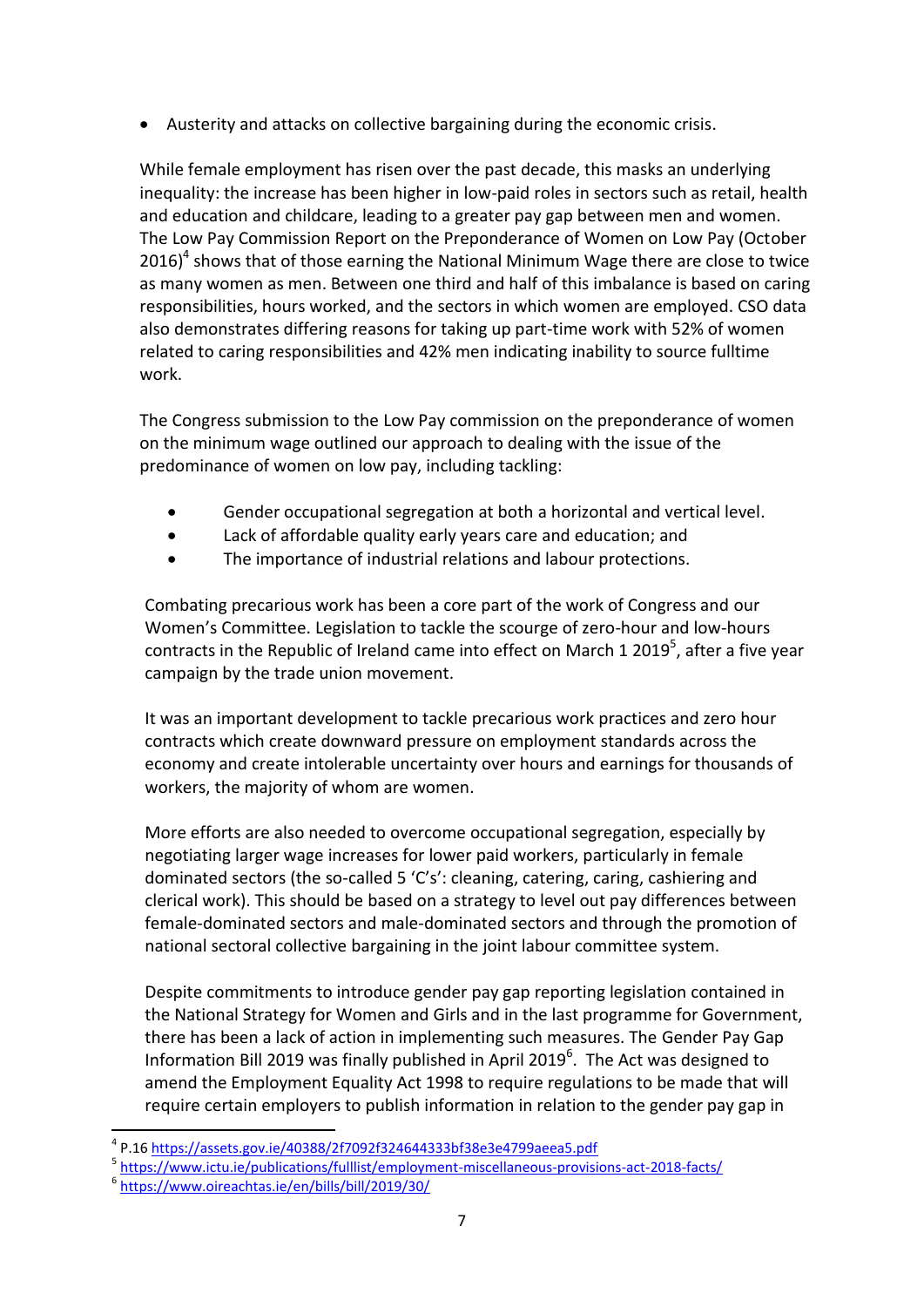- Austerity and attacks on collective bargaining during the economic crisis.

While female employment has risen over the past decade, this masks an underlying inequality: the increase has been higher in low-paid roles in sectors such as retail, health and education and childcare, leading to a greater pay gap between men and women. The Low Pay Commission Report on the Preponderance of Women on Low Pay (October 2016)[4] shows that of those earning the National Minimum Wage there are close to twice as many women as men. Between one third and half of this imbalance is based on caring responsibilities, hours worked, and the sectors in which women are employed. CSO data also demonstrates differing reasons for taking up part-time work with 52% of women related to caring responsibilities and 42% men indicating inability to source fulltime work.

The Congress submission to the Low Pay commission on the preponderance of women on the minimum wage outlined our approach to dealing with the issue of the predominance of women on low pay, including tackling:

- Gender occupational segregation at both a horizontal and vertical level.
- Lack of affordable quality early years care and education; and
- The importance of industrial relations and labour protections.

Combating precarious work has been a core part of the work of Congress and our Women's Committee. Legislation to tackle the scourge of zero-hour and low-hours contracts in the Republic of Ireland came into effect on March 1 2019[5], after a five year campaign by the trade union movement.

It was an important development to tackle precarious work practices and zero hour contracts which create downward pressure on employment standards across the economy and create intolerable uncertainty over hours and earnings for thousands of workers, the majority of whom are women.

More efforts are also needed to overcome occupational segregation, especially by negotiating larger wage increases for lower paid workers, particularly in female dominated sectors (the so-called 5 'C's': cleaning, catering, caring, cashiering and clerical work). This should be based on a strategy to level out pay differences between female-dominated sectors and male-dominated sectors and through the promotion of national sectoral collective bargaining in the joint labour committee system.

Despite commitments to introduce gender pay gap reporting legislation contained in the National Strategy for Women and Girls and in the last programme for Government, there has been a lack of action in implementing such measures. The Gender Pay Gap Information Bill 2019 was finally published in April 2019[6]. The Act was designed to amend the Employment Equality Act 1998 to require regulations to be made that will require certain employers to publish information in relation to the gender pay gap in

---

[4] P.16 https://assets.gov.ie/40388/2f7092f324644333bf38e3e4799aeea5.pdf

[5] https://www.ictu.ie/publications/fulllist/employment-miscellaneous-provisions-act-2018-facts/

[6] https://www.oireachtas.ie/en/bills/bill/2019/30/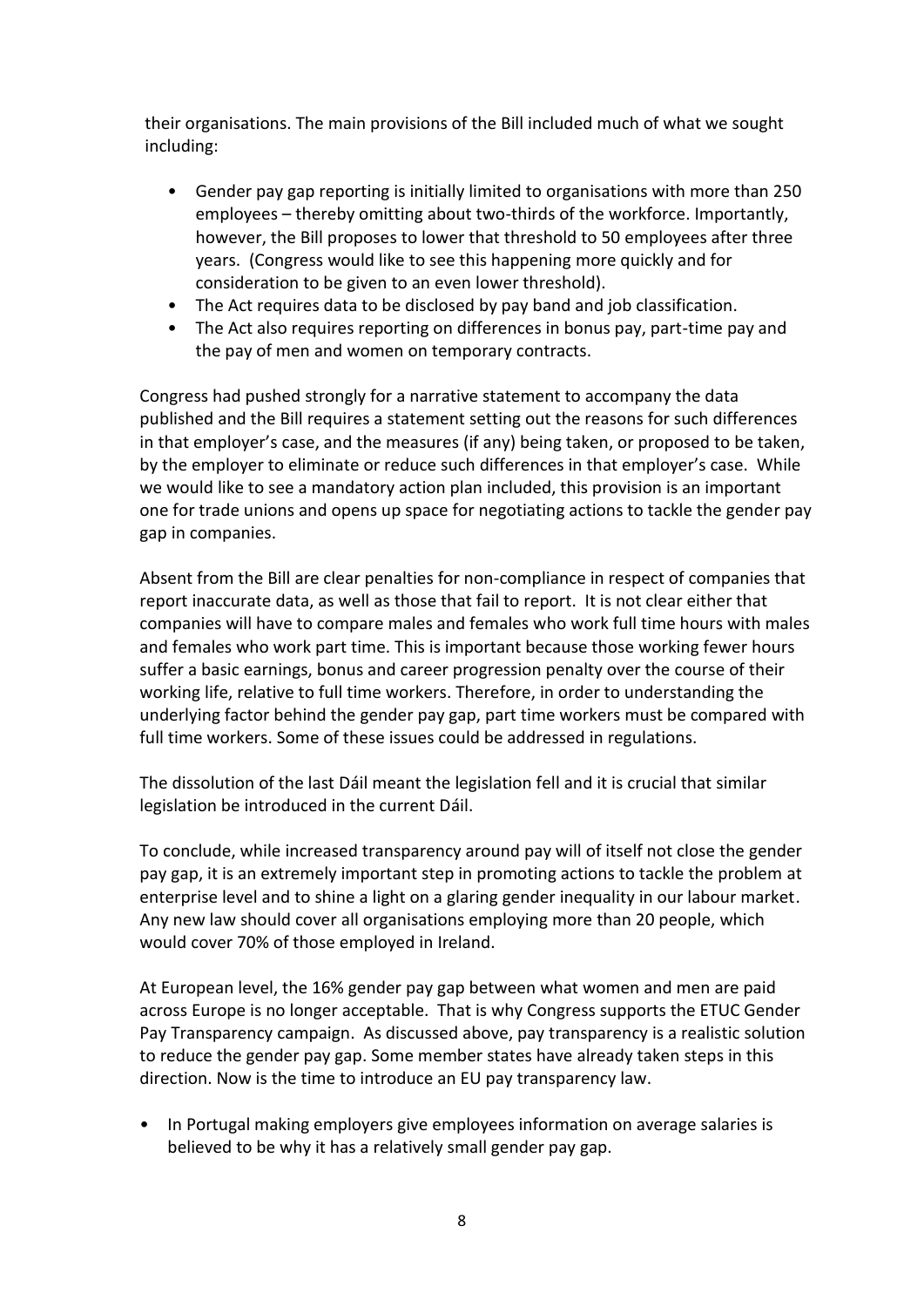their organisations. The main provisions of the Bill included much of what we sought including:

- Gender pay gap reporting is initially limited to organisations with more than 250 employees – thereby omitting about two-thirds of the workforce. Importantly, however, the Bill proposes to lower that threshold to 50 employees after three years. (Congress would like to see this happening more quickly and for consideration to be given to an even lower threshold).
- The Act requires data to be disclosed by pay band and job classification.
- The Act also requires reporting on differences in bonus pay, part-time pay and the pay of men and women on temporary contracts.

Congress had pushed strongly for a narrative statement to accompany the data published and the Bill requires a statement setting out the reasons for such differences in that employer's case, and the measures (if any) being taken, or proposed to be taken, by the employer to eliminate or reduce such differences in that employer's case. While we would like to see a mandatory action plan included, this provision is an important one for trade unions and opens up space for negotiating actions to tackle the gender pay gap in companies.

Absent from the Bill are clear penalties for non-compliance in respect of companies that report inaccurate data, as well as those that fail to report. It is not clear either that companies will have to compare males and females who work full time hours with males and females who work part time. This is important because those working fewer hours suffer a basic earnings, bonus and career progression penalty over the course of their working life, relative to full time workers. Therefore, in order to understanding the underlying factor behind the gender pay gap, part time workers must be compared with full time workers. Some of these issues could be addressed in regulations.

The dissolution of the last Dáil meant the legislation fell and it is crucial that similar legislation be introduced in the current Dáil.

To conclude, while increased transparency around pay will of itself not close the gender pay gap, it is an extremely important step in promoting actions to tackle the problem at enterprise level and to shine a light on a glaring gender inequality in our labour market. Any new law should cover all organisations employing more than 20 people, which would cover 70% of those employed in Ireland.

At European level, the 16% gender pay gap between what women and men are paid across Europe is no longer acceptable. That is why Congress supports the ETUC Gender Pay Transparency campaign. As discussed above, pay transparency is a realistic solution to reduce the gender pay gap. Some member states have already taken steps in this direction. Now is the time to introduce an EU pay transparency law.

- In Portugal making employers give employees information on average salaries is believed to be why it has a relatively small gender pay gap.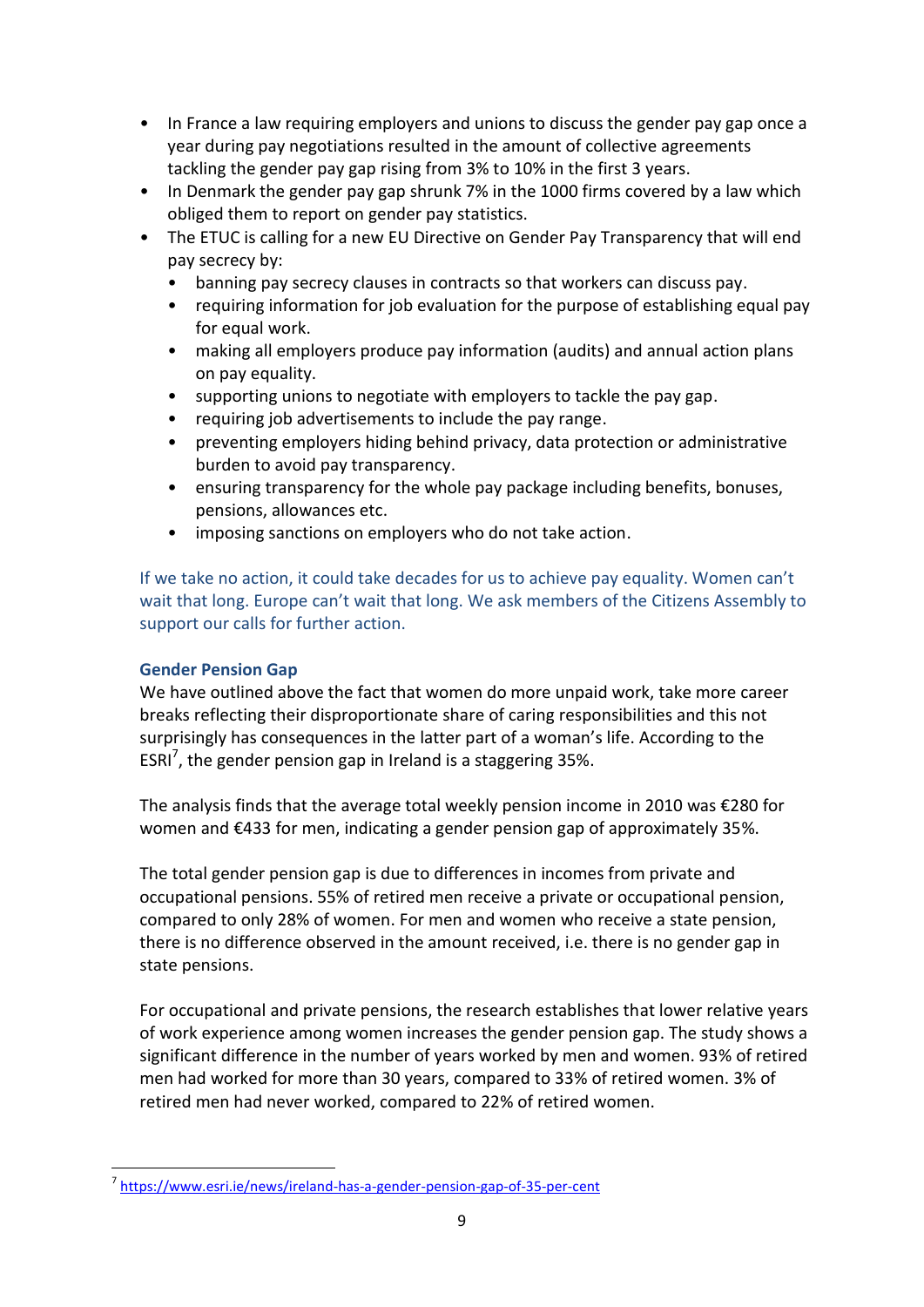- In France a law requiring employers and unions to discuss the gender pay gap once a year during pay negotiations resulted in the amount of collective agreements tackling the gender pay gap rising from 3% to 10% in the first 3 years.
- In Denmark the gender pay gap shrunk 7% in the 1000 firms covered by a law which obliged them to report on gender pay statistics.
- The ETUC is calling for a new EU Directive on Gender Pay Transparency that will end pay secrecy by:
  - banning pay secrecy clauses in contracts so that workers can discuss pay.
  - requiring information for job evaluation for the purpose of establishing equal pay for equal work.
  - making all employers produce pay information (audits) and annual action plans on pay equality.
  - supporting unions to negotiate with employers to tackle the pay gap.
  - requiring job advertisements to include the pay range.
  - preventing employers hiding behind privacy, data protection or administrative burden to avoid pay transparency.
  - ensuring transparency for the whole pay package including benefits, bonuses, pensions, allowances etc.
  - imposing sanctions on employers who do not take action.

If we take no action, it could take decades for us to achieve pay equality. Women can't wait that long. Europe can't wait that long. We ask members of the Citizens Assembly to support our calls for further action.

### Gender Pension Gap

We have outlined above the fact that women do more unpaid work, take more career breaks reflecting their disproportionate share of caring responsibilities and this not surprisingly has consequences in the latter part of a woman's life. According to the ESRI[7], the gender pension gap in Ireland is a staggering 35%.

The analysis finds that the average total weekly pension income in 2010 was €280 for women and €433 for men, indicating a gender pension gap of approximately 35%.

The total gender pension gap is due to differences in incomes from private and occupational pensions. 55% of retired men receive a private or occupational pension, compared to only 28% of women. For men and women who receive a state pension, there is no difference observed in the amount received, i.e. there is no gender gap in state pensions.

For occupational and private pensions, the research establishes that lower relative years of work experience among women increases the gender pension gap. The study shows a significant difference in the number of years worked by men and women. 93% of retired men had worked for more than 30 years, compared to 33% of retired women. 3% of retired men had never worked, compared to 22% of retired women.

[7] https://www.esri.ie/news/ireland-has-a-gender-pension-gap-of-35-per-cent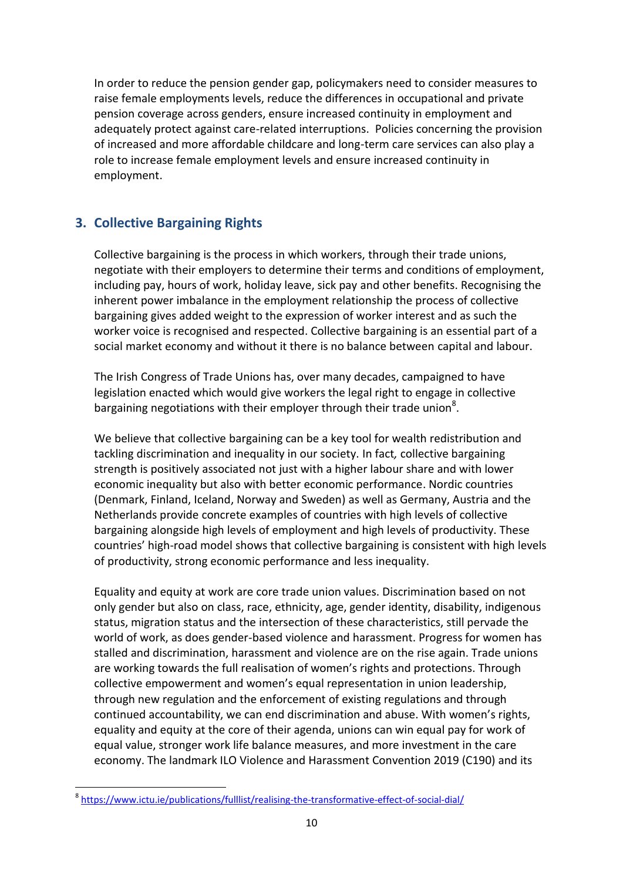In order to reduce the pension gender gap, policymakers need to consider measures to raise female employments levels, reduce the differences in occupational and private pension coverage across genders, ensure increased continuity in employment and adequately protect against care-related interruptions. Policies concerning the provision of increased and more affordable childcare and long-term care services can also play a role to increase female employment levels and ensure increased continuity in employment.

## 3. Collective Bargaining Rights

Collective bargaining is the process in which workers, through their trade unions, negotiate with their employers to determine their terms and conditions of employment, including pay, hours of work, holiday leave, sick pay and other benefits. Recognising the inherent power imbalance in the employment relationship the process of collective bargaining gives added weight to the expression of worker interest and as such the worker voice is recognised and respected. Collective bargaining is an essential part of a social market economy and without it there is no balance between capital and labour.

The Irish Congress of Trade Unions has, over many decades, campaigned to have legislation enacted which would give workers the legal right to engage in collective bargaining negotiations with their employer through their trade union[8].

We believe that collective bargaining can be a key tool for wealth redistribution and tackling discrimination and inequality in our society. In fact*,* collective bargaining strength is positively associated not just with a higher labour share and with lower economic inequality but also with better economic performance. Nordic countries (Denmark, Finland, Iceland, Norway and Sweden) as well as Germany, Austria and the Netherlands provide concrete examples of countries with high levels of collective bargaining alongside high levels of employment and high levels of productivity. These countries' high-road model shows that collective bargaining is consistent with high levels of productivity, strong economic performance and less inequality.

Equality and equity at work are core trade union values. Discrimination based on not only gender but also on class, race, ethnicity, age, gender identity, disability, indigenous status, migration status and the intersection of these characteristics, still pervade the world of work, as does gender-based violence and harassment. Progress for women has stalled and discrimination, harassment and violence are on the rise again. Trade unions are working towards the full realisation of women's rights and protections. Through collective empowerment and women's equal representation in union leadership, through new regulation and the enforcement of existing regulations and through continued accountability, we can end discrimination and abuse. With women's rights, equality and equity at the core of their agenda, unions can win equal pay for work of equal value, stronger work life balance measures, and more investment in the care economy. The landmark ILO Violence and Harassment Convention 2019 (C190) and its

[8] https://www.ictu.ie/publications/fulllist/realising-the-transformative-effect-of-social-dial/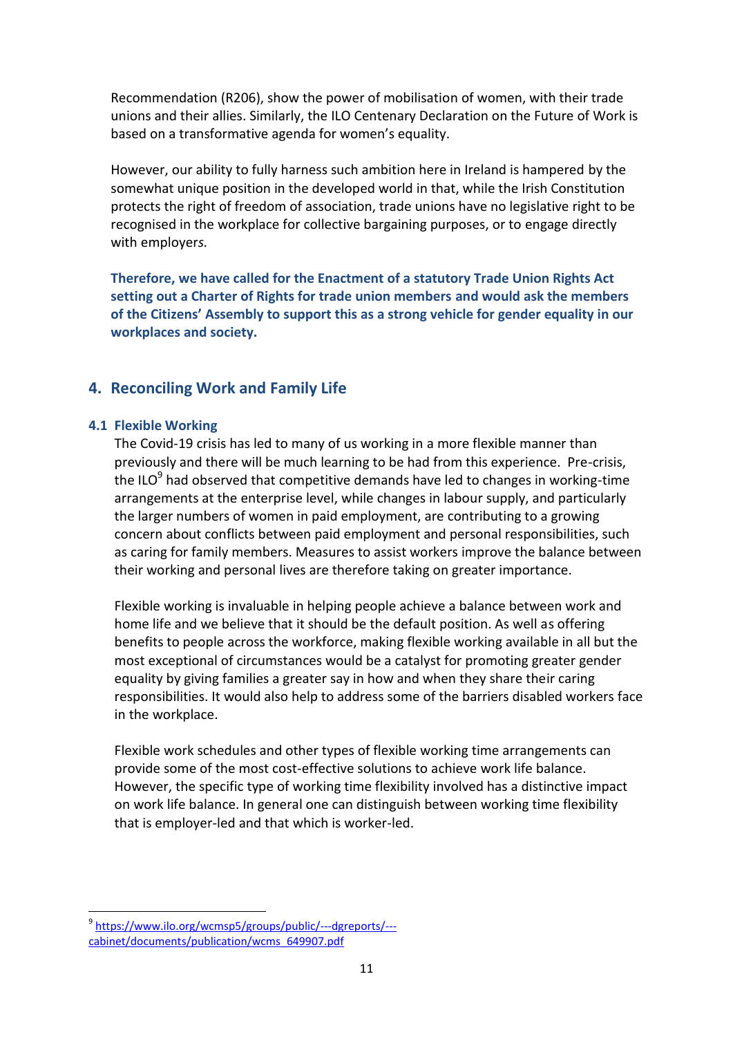Recommendation (R206), show the power of mobilisation of women, with their trade unions and their allies. Similarly, the ILO Centenary Declaration on the Future of Work is based on a transformative agenda for women's equality.

However, our ability to fully harness such ambition here in Ireland is hampered by the somewhat unique position in the developed world in that, while the Irish Constitution protects the right of freedom of association, trade unions have no legislative right to be recognised in the workplace for collective bargaining purposes, or to engage directly with employers.

**Therefore, we have called for the Enactment of a statutory Trade Union Rights Act setting out a Charter of Rights for trade union members and would ask the members of the Citizens' Assembly to support this as a strong vehicle for gender equality in our workplaces and society.**

## 4. Reconciling Work and Family Life

### 4.1 Flexible Working

The Covid-19 crisis has led to many of us working in a more flexible manner than previously and there will be much learning to be had from this experience. Pre-crisis, the ILO[9] had observed that competitive demands have led to changes in working-time arrangements at the enterprise level, while changes in labour supply, and particularly the larger numbers of women in paid employment, are contributing to a growing concern about conflicts between paid employment and personal responsibilities, such as caring for family members. Measures to assist workers improve the balance between their working and personal lives are therefore taking on greater importance.

Flexible working is invaluable in helping people achieve a balance between work and home life and we believe that it should be the default position. As well as offering benefits to people across the workforce, making flexible working available in all but the most exceptional of circumstances would be a catalyst for promoting greater gender equality by giving families a greater say in how and when they share their caring responsibilities. It would also help to address some of the barriers disabled workers face in the workplace.

Flexible work schedules and other types of flexible working time arrangements can provide some of the most cost-effective solutions to achieve work life balance. However, the specific type of working time flexibility involved has a distinctive impact on work life balance. In general one can distinguish between working time flexibility that is employer-led and that which is worker-led.

[9] https://www.ilo.org/wcmsp5/groups/public/---dgreports/---cabinet/documents/publication/wcms_649907.pdf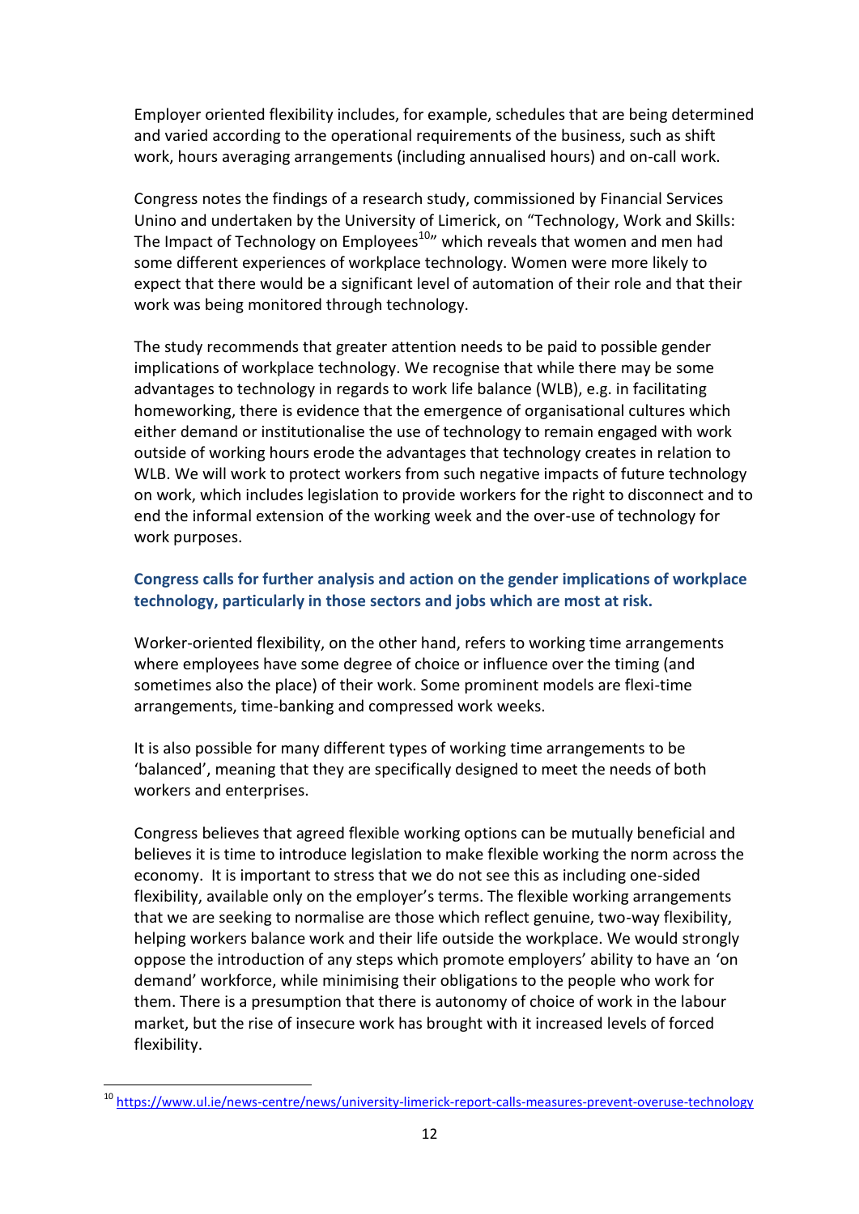Employer oriented flexibility includes, for example, schedules that are being determined and varied according to the operational requirements of the business, such as shift work, hours averaging arrangements (including annualised hours) and on-call work.

Congress notes the findings of a research study, commissioned by Financial Services Unino and undertaken by the University of Limerick, on "Technology, Work and Skills: The Impact of Technology on Employees[10]" which reveals that women and men had some different experiences of workplace technology. Women were more likely to expect that there would be a significant level of automation of their role and that their work was being monitored through technology.

The study recommends that greater attention needs to be paid to possible gender implications of workplace technology. We recognise that while there may be some advantages to technology in regards to work life balance (WLB), e.g. in facilitating homeworking, there is evidence that the emergence of organisational cultures which either demand or institutionalise the use of technology to remain engaged with work outside of working hours erode the advantages that technology creates in relation to WLB. We will work to protect workers from such negative impacts of future technology on work, which includes legislation to provide workers for the right to disconnect and to end the informal extension of the working week and the over-use of technology for work purposes.

**Congress calls for further analysis and action on the gender implications of workplace technology, particularly in those sectors and jobs which are most at risk.**

Worker-oriented flexibility, on the other hand, refers to working time arrangements where employees have some degree of choice or influence over the timing (and sometimes also the place) of their work. Some prominent models are flexi-time arrangements, time-banking and compressed work weeks.

It is also possible for many different types of working time arrangements to be 'balanced', meaning that they are specifically designed to meet the needs of both workers and enterprises.

Congress believes that agreed flexible working options can be mutually beneficial and believes it is time to introduce legislation to make flexible working the norm across the economy. It is important to stress that we do not see this as including one-sided flexibility, available only on the employer's terms. The flexible working arrangements that we are seeking to normalise are those which reflect genuine, two-way flexibility, helping workers balance work and their life outside the workplace. We would strongly oppose the introduction of any steps which promote employers' ability to have an 'on demand' workforce, while minimising their obligations to the people who work for them. There is a presumption that there is autonomy of choice of work in the labour market, but the rise of insecure work has brought with it increased levels of forced flexibility.

[10] https://www.ul.ie/news-centre/news/university-limerick-report-calls-measures-prevent-overuse-technology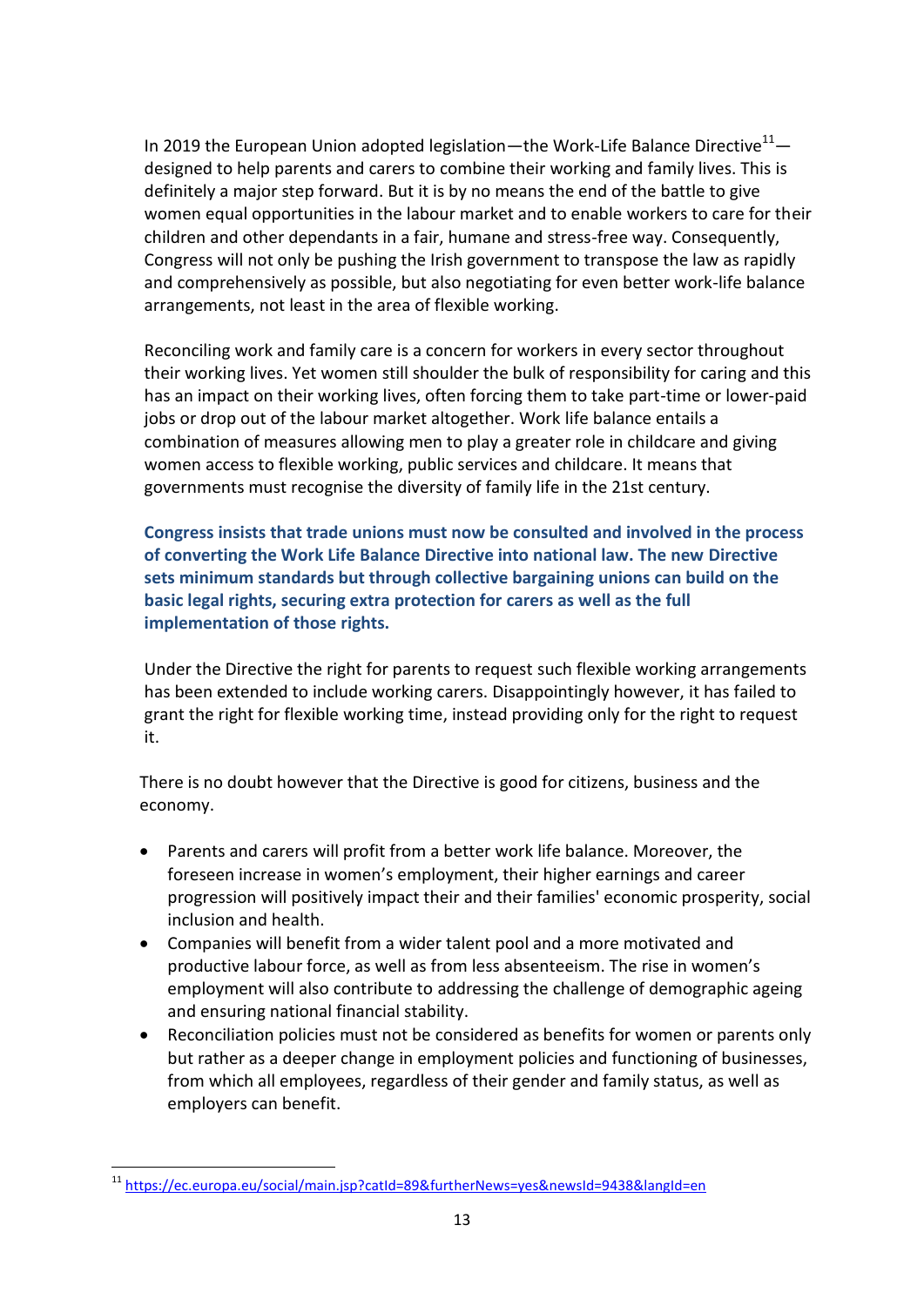In 2019 the European Union adopted legislation—the Work-Life Balance Directive[11]—designed to help parents and carers to combine their working and family lives. This is definitely a major step forward. But it is by no means the end of the battle to give women equal opportunities in the labour market and to enable workers to care for their children and other dependants in a fair, humane and stress-free way. Consequently, Congress will not only be pushing the Irish government to transpose the law as rapidly and comprehensively as possible, but also negotiating for even better work-life balance arrangements, not least in the area of flexible working.

Reconciling work and family care is a concern for workers in every sector throughout their working lives. Yet women still shoulder the bulk of responsibility for caring and this has an impact on their working lives, often forcing them to take part-time or lower-paid jobs or drop out of the labour market altogether. Work life balance entails a combination of measures allowing men to play a greater role in childcare and giving women access to flexible working, public services and childcare. It means that governments must recognise the diversity of family life in the 21st century.

**Congress insists that trade unions must now be consulted and involved in the process of converting the Work Life Balance Directive into national law. The new Directive sets minimum standards but through collective bargaining unions can build on the basic legal rights, securing extra protection for carers as well as the full implementation of those rights.**

Under the Directive the right for parents to request such flexible working arrangements has been extended to include working carers. Disappointingly however, it has failed to grant the right for flexible working time, instead providing only for the right to request it.

There is no doubt however that the Directive is good for citizens, business and the economy.

- Parents and carers will profit from a better work life balance. Moreover, the foreseen increase in women's employment, their higher earnings and career progression will positively impact their and their families' economic prosperity, social inclusion and health.
- Companies will benefit from a wider talent pool and a more motivated and productive labour force, as well as from less absenteeism. The rise in women's employment will also contribute to addressing the challenge of demographic ageing and ensuring national financial stability.
- Reconciliation policies must not be considered as benefits for women or parents only but rather as a deeper change in employment policies and functioning of businesses, from which all employees, regardless of their gender and family status, as well as employers can benefit.

[11] https://ec.europa.eu/social/main.jsp?catId=89&furtherNews=yes&newsId=9438&langId=en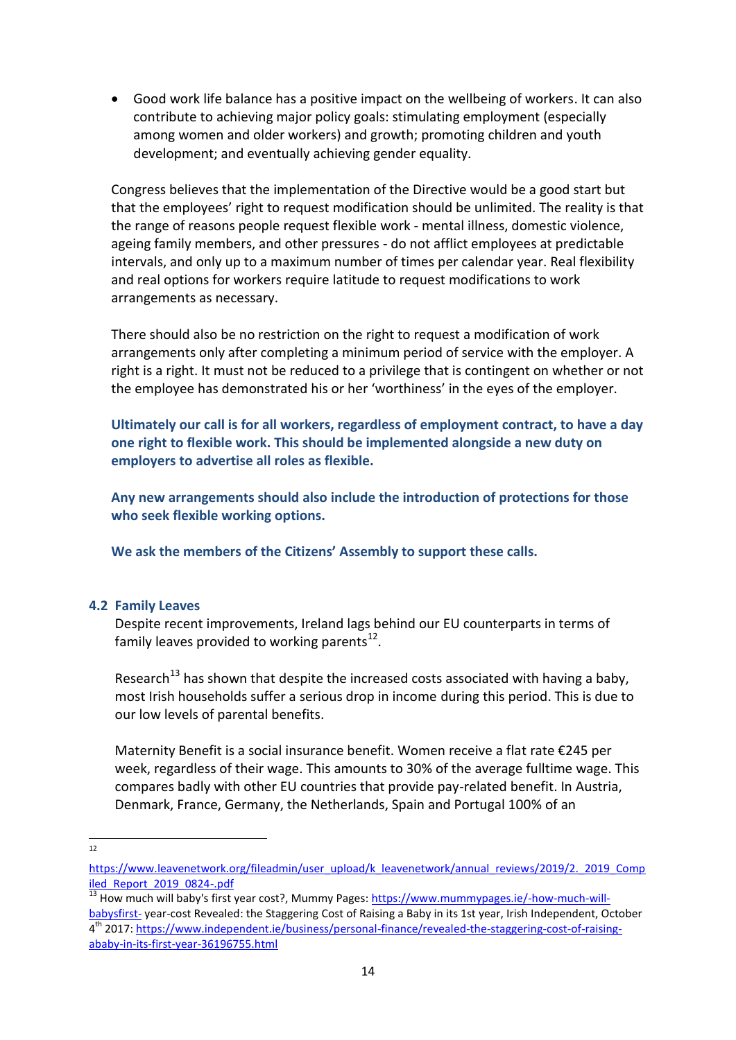- Good work life balance has a positive impact on the wellbeing of workers. It can also contribute to achieving major policy goals: stimulating employment (especially among women and older workers) and growth; promoting children and youth development; and eventually achieving gender equality.

Congress believes that the implementation of the Directive would be a good start but that the employees' right to request modification should be unlimited. The reality is that the range of reasons people request flexible work - mental illness, domestic violence, ageing family members, and other pressures - do not afflict employees at predictable intervals, and only up to a maximum number of times per calendar year. Real flexibility and real options for workers require latitude to request modifications to work arrangements as necessary.

There should also be no restriction on the right to request a modification of work arrangements only after completing a minimum period of service with the employer. A right is a right. It must not be reduced to a privilege that is contingent on whether or not the employee has demonstrated his or her 'worthiness' in the eyes of the employer.

**Ultimately our call is for all workers, regardless of employment contract, to have a day one right to flexible work. This should be implemented alongside a new duty on employers to advertise all roles as flexible.**

**Any new arrangements should also include the introduction of protections for those who seek flexible working options.**

**We ask the members of the Citizens' Assembly to support these calls.**

### 4.2 Family Leaves

Despite recent improvements, Ireland lags behind our EU counterparts in terms of family leaves provided to working parents[12].

Research[13] has shown that despite the increased costs associated with having a baby, most Irish households suffer a serious drop in income during this period. This is due to our low levels of parental benefits.

Maternity Benefit is a social insurance benefit. Women receive a flat rate €245 per week, regardless of their wage. This amounts to 30% of the average fulltime wage. This compares badly with other EU countries that provide pay-related benefit. In Austria, Denmark, France, Germany, the Netherlands, Spain and Portugal 100% of an

---

[12] https://www.leavenetwork.org/fileadmin/user_upload/k_leavenetwork/annual_reviews/2019/2._2019_Compiled_Report_2019_0824-.pdf

[13] How much will baby's first year cost?, Mummy Pages: https://www.mummypages.ie/-how-much-will-babysfirst- year-cost Revealed: the Staggering Cost of Raising a Baby in its 1st year, Irish Independent, October 4th 2017: https://www.independent.ie/business/personal-finance/revealed-the-staggering-cost-of-raising-ababy-in-its-first-year-36196755.html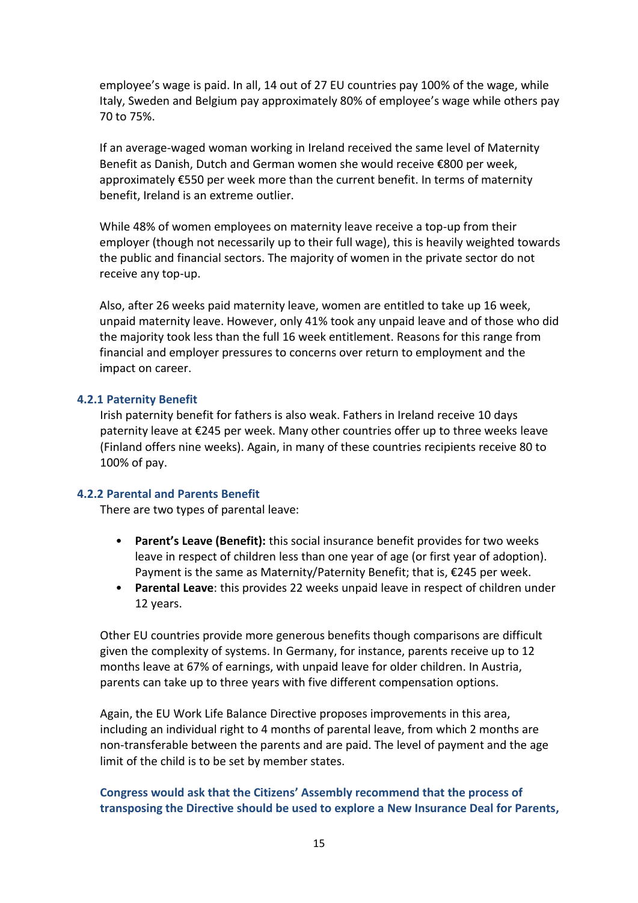employee's wage is paid. In all, 14 out of 27 EU countries pay 100% of the wage, while Italy, Sweden and Belgium pay approximately 80% of employee's wage while others pay 70 to 75%.

If an average-waged woman working in Ireland received the same level of Maternity Benefit as Danish, Dutch and German women she would receive €800 per week, approximately €550 per week more than the current benefit. In terms of maternity benefit, Ireland is an extreme outlier.

While 48% of women employees on maternity leave receive a top-up from their employer (though not necessarily up to their full wage), this is heavily weighted towards the public and financial sectors. The majority of women in the private sector do not receive any top-up.

Also, after 26 weeks paid maternity leave, women are entitled to take up 16 week, unpaid maternity leave. However, only 41% took any unpaid leave and of those who did the majority took less than the full 16 week entitlement. Reasons for this range from financial and employer pressures to concerns over return to employment and the impact on career.

### 4.2.1 Paternity Benefit

Irish paternity benefit for fathers is also weak. Fathers in Ireland receive 10 days paternity leave at €245 per week. Many other countries offer up to three weeks leave (Finland offers nine weeks). Again, in many of these countries recipients receive 80 to 100% of pay.

### 4.2.2 Parental and Parents Benefit

There are two types of parental leave:

- **Parent's Leave (Benefit):** this social insurance benefit provides for two weeks leave in respect of children less than one year of age (or first year of adoption). Payment is the same as Maternity/Paternity Benefit; that is, €245 per week.
- **Parental Leave**: this provides 22 weeks unpaid leave in respect of children under 12 years.

Other EU countries provide more generous benefits though comparisons are difficult given the complexity of systems. In Germany, for instance, parents receive up to 12 months leave at 67% of earnings, with unpaid leave for older children. In Austria, parents can take up to three years with five different compensation options.

Again, the EU Work Life Balance Directive proposes improvements in this area, including an individual right to 4 months of parental leave, from which 2 months are non-transferable between the parents and are paid. The level of payment and the age limit of the child is to be set by member states.

**Congress would ask that the Citizens' Assembly recommend that the process of transposing the Directive should be used to explore a New Insurance Deal for Parents,**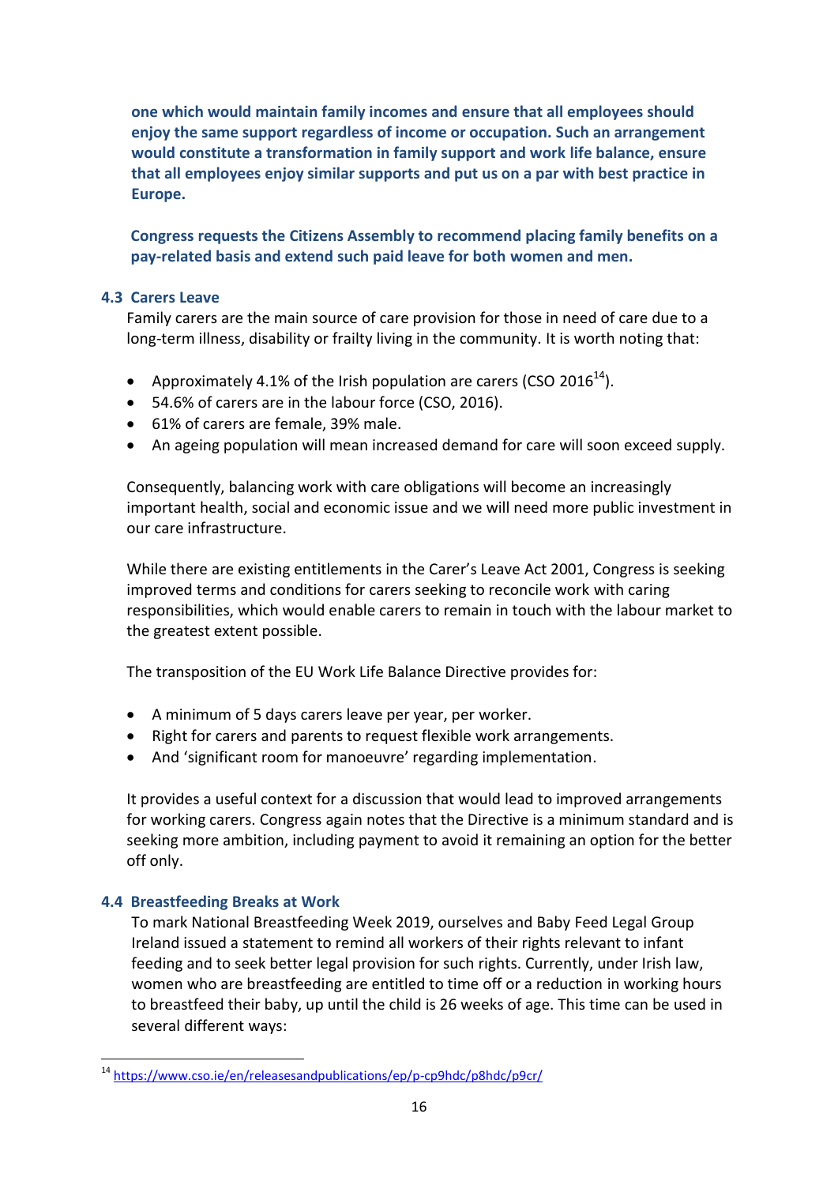**one which would maintain family incomes and ensure that all employees should enjoy the same support regardless of income or occupation. Such an arrangement would constitute a transformation in family support and work life balance, ensure that all employees enjoy similar supports and put us on a par with best practice in Europe.**

**Congress requests the Citizens Assembly to recommend placing family benefits on a pay-related basis and extend such paid leave for both women and men.**

### 4.3 Carers Leave

Family carers are the main source of care provision for those in need of care due to a long-term illness, disability or frailty living in the community. It is worth noting that:

- Approximately 4.1% of the Irish population are carers (CSO 2016[14]).
- 54.6% of carers are in the labour force (CSO, 2016).
- 61% of carers are female, 39% male.
- An ageing population will mean increased demand for care will soon exceed supply.

Consequently, balancing work with care obligations will become an increasingly important health, social and economic issue and we will need more public investment in our care infrastructure.

While there are existing entitlements in the Carer's Leave Act 2001, Congress is seeking improved terms and conditions for carers seeking to reconcile work with caring responsibilities, which would enable carers to remain in touch with the labour market to the greatest extent possible.

The transposition of the EU Work Life Balance Directive provides for:

- A minimum of 5 days carers leave per year, per worker.
- Right for carers and parents to request flexible work arrangements.
- And 'significant room for manoeuvre' regarding implementation.

It provides a useful context for a discussion that would lead to improved arrangements for working carers. Congress again notes that the Directive is a minimum standard and is seeking more ambition, including payment to avoid it remaining an option for the better off only.

### 4.4 Breastfeeding Breaks at Work

To mark National Breastfeeding Week 2019, ourselves and Baby Feed Legal Group Ireland issued a statement to remind all workers of their rights relevant to infant feeding and to seek better legal provision for such rights. Currently, under Irish law, women who are breastfeeding are entitled to time off or a reduction in working hours to breastfeed their baby, up until the child is 26 weeks of age. This time can be used in several different ways:

[14] https://www.cso.ie/en/releasesandpublications/ep/p-cp9hdc/p8hdc/p9cr/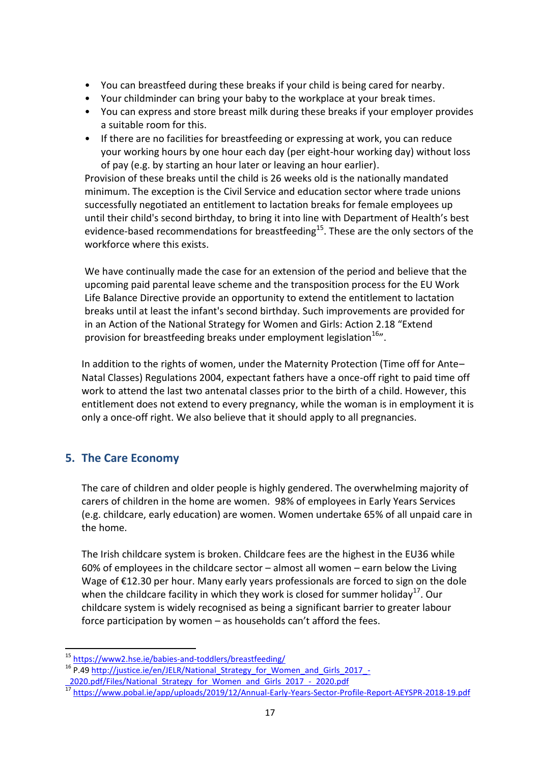- You can breastfeed during these breaks if your child is being cared for nearby.
- Your childminder can bring your baby to the workplace at your break times.
- You can express and store breast milk during these breaks if your employer provides a suitable room for this.
- If there are no facilities for breastfeeding or expressing at work, you can reduce your working hours by one hour each day (per eight-hour working day) without loss of pay (e.g. by starting an hour later or leaving an hour earlier).

Provision of these breaks until the child is 26 weeks old is the nationally mandated minimum. The exception is the Civil Service and education sector where trade unions successfully negotiated an entitlement to lactation breaks for female employees up until their child's second birthday, to bring it into line with Department of Health's best evidence-based recommendations for breastfeeding[15]. These are the only sectors of the workforce where this exists.

We have continually made the case for an extension of the period and believe that the upcoming paid parental leave scheme and the transposition process for the EU Work Life Balance Directive provide an opportunity to extend the entitlement to lactation breaks until at least the infant's second birthday. Such improvements are provided for in an Action of the National Strategy for Women and Girls: Action 2.18 "Extend provision for breastfeeding breaks under employment legislation[16]".

In addition to the rights of women, under the Maternity Protection (Time off for Ante–Natal Classes) Regulations 2004, expectant fathers have a once-off right to paid time off work to attend the last two antenatal classes prior to the birth of a child. However, this entitlement does not extend to every pregnancy, while the woman is in employment it is only a once-off right. We also believe that it should apply to all pregnancies.

## 5. The Care Economy

The care of children and older people is highly gendered. The overwhelming majority of carers of children in the home are women. 98% of employees in Early Years Services (e.g. childcare, early education) are women. Women undertake 65% of all unpaid care in the home.

The Irish childcare system is broken. Childcare fees are the highest in the EU36 while 60% of employees in the childcare sector – almost all women – earn below the Living Wage of €12.30 per hour. Many early years professionals are forced to sign on the dole when the childcare facility in which they work is closed for summer holiday[17]. Our childcare system is widely recognised as being a significant barrier to greater labour force participation by women – as households can't afford the fees.

---

[15] https://www2.hse.ie/babies-and-toddlers/breastfeeding/

[16] P.49 http://justice.ie/en/JELR/National_Strategy_for_Women_and_Girls_2017_-_2020.pdf/Files/National_Strategy_for_Women_and_Girls_2017_-_2020.pdf

[17] https://www.pobal.ie/app/uploads/2019/12/Annual-Early-Years-Sector-Profile-Report-AEYSPR-2018-19.pdf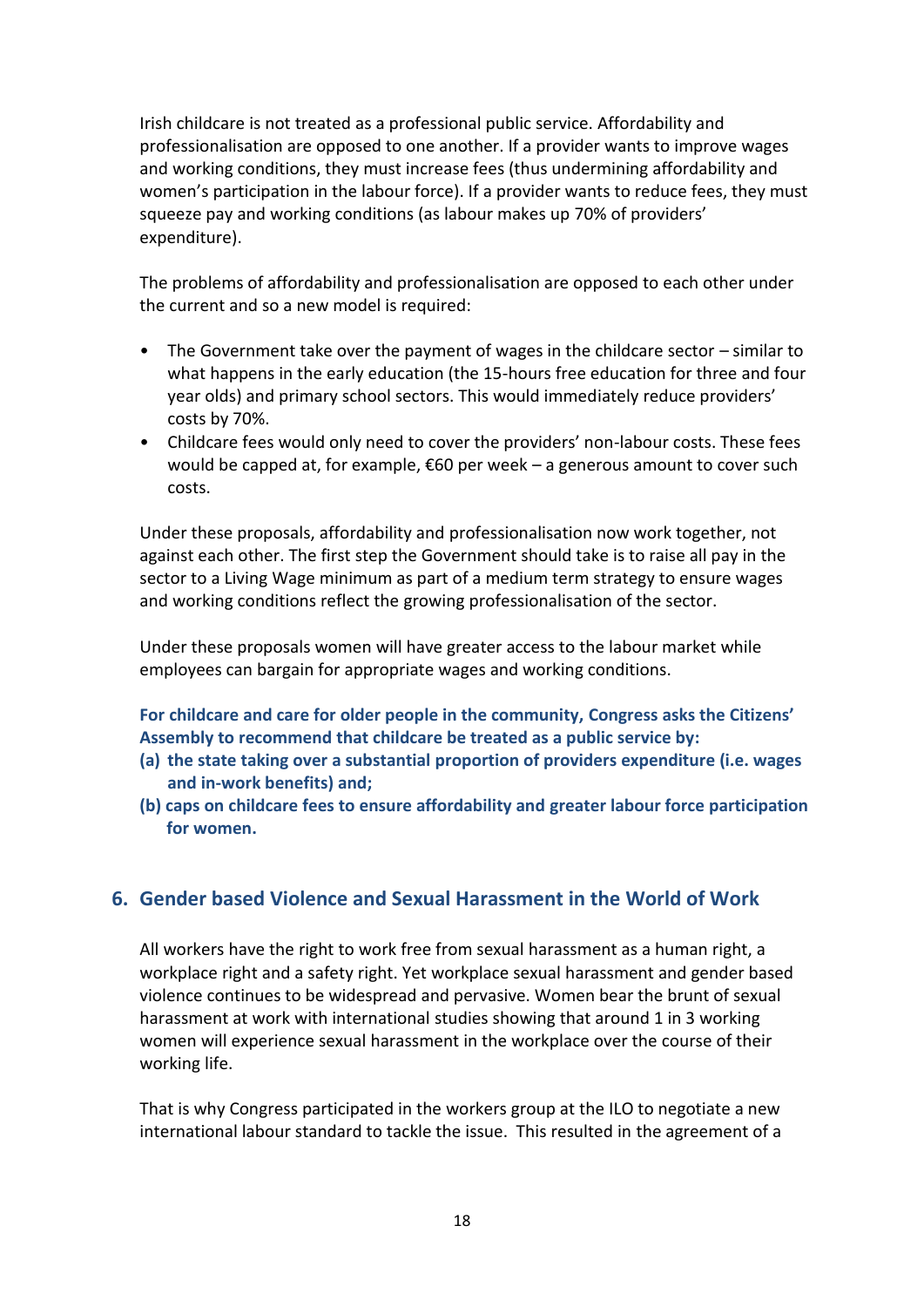Irish childcare is not treated as a professional public service. Affordability and professionalisation are opposed to one another. If a provider wants to improve wages and working conditions, they must increase fees (thus undermining affordability and women's participation in the labour force). If a provider wants to reduce fees, they must squeeze pay and working conditions (as labour makes up 70% of providers' expenditure).

The problems of affordability and professionalisation are opposed to each other under the current and so a new model is required:

- The Government take over the payment of wages in the childcare sector – similar to what happens in the early education (the 15-hours free education for three and four year olds) and primary school sectors. This would immediately reduce providers' costs by 70%.
- Childcare fees would only need to cover the providers' non-labour costs. These fees would be capped at, for example, €60 per week – a generous amount to cover such costs.

Under these proposals, affordability and professionalisation now work together, not against each other. The first step the Government should take is to raise all pay in the sector to a Living Wage minimum as part of a medium term strategy to ensure wages and working conditions reflect the growing professionalisation of the sector.

Under these proposals women will have greater access to the labour market while employees can bargain for appropriate wages and working conditions.

**For childcare and care for older people in the community, Congress asks the Citizens' Assembly to recommend that childcare be treated as a public service by:**

**(a) the state taking over a substantial proportion of providers expenditure (i.e. wages and in-work benefits) and;**

**(b) caps on childcare fees to ensure affordability and greater labour force participation for women.**

## 6. Gender based Violence and Sexual Harassment in the World of Work

All workers have the right to work free from sexual harassment as a human right, a workplace right and a safety right. Yet workplace sexual harassment and gender based violence continues to be widespread and pervasive. Women bear the brunt of sexual harassment at work with international studies showing that around 1 in 3 working women will experience sexual harassment in the workplace over the course of their working life.

That is why Congress participated in the workers group at the ILO to negotiate a new international labour standard to tackle the issue. This resulted in the agreement of a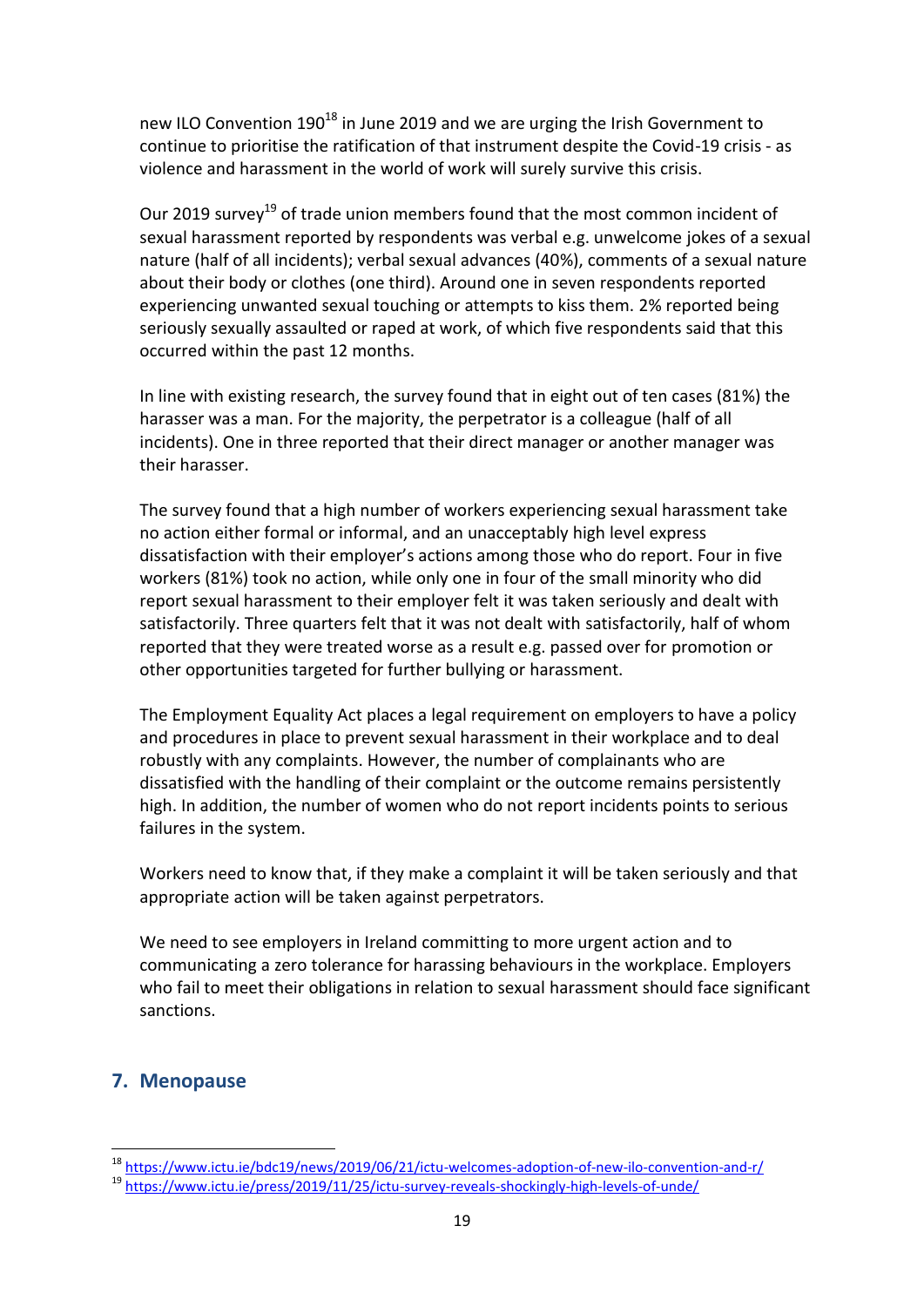new ILO Convention 190[18] in June 2019 and we are urging the Irish Government to continue to prioritise the ratification of that instrument despite the Covid-19 crisis - as violence and harassment in the world of work will surely survive this crisis.

Our 2019 survey[19] of trade union members found that the most common incident of sexual harassment reported by respondents was verbal e.g. unwelcome jokes of a sexual nature (half of all incidents); verbal sexual advances (40%), comments of a sexual nature about their body or clothes (one third). Around one in seven respondents reported experiencing unwanted sexual touching or attempts to kiss them. 2% reported being seriously sexually assaulted or raped at work, of which five respondents said that this occurred within the past 12 months.

In line with existing research, the survey found that in eight out of ten cases (81%) the harasser was a man. For the majority, the perpetrator is a colleague (half of all incidents). One in three reported that their direct manager or another manager was their harasser.

The survey found that a high number of workers experiencing sexual harassment take no action either formal or informal, and an unacceptably high level express dissatisfaction with their employer's actions among those who do report. Four in five workers (81%) took no action, while only one in four of the small minority who did report sexual harassment to their employer felt it was taken seriously and dealt with satisfactorily. Three quarters felt that it was not dealt with satisfactorily, half of whom reported that they were treated worse as a result e.g. passed over for promotion or other opportunities targeted for further bullying or harassment.

The Employment Equality Act places a legal requirement on employers to have a policy and procedures in place to prevent sexual harassment in their workplace and to deal robustly with any complaints. However, the number of complainants who are dissatisfied with the handling of their complaint or the outcome remains persistently high. In addition, the number of women who do not report incidents points to serious failures in the system.

Workers need to know that, if they make a complaint it will be taken seriously and that appropriate action will be taken against perpetrators.

We need to see employers in Ireland committing to more urgent action and to communicating a zero tolerance for harassing behaviours in the workplace. Employers who fail to meet their obligations in relation to sexual harassment should face significant sanctions.

## 7. Menopause

[18] https://www.ictu.ie/bdc19/news/2019/06/21/ictu-welcomes-adoption-of-new-ilo-convention-and-r/

[19] https://www.ictu.ie/press/2019/11/25/ictu-survey-reveals-shockingly-high-levels-of-unde/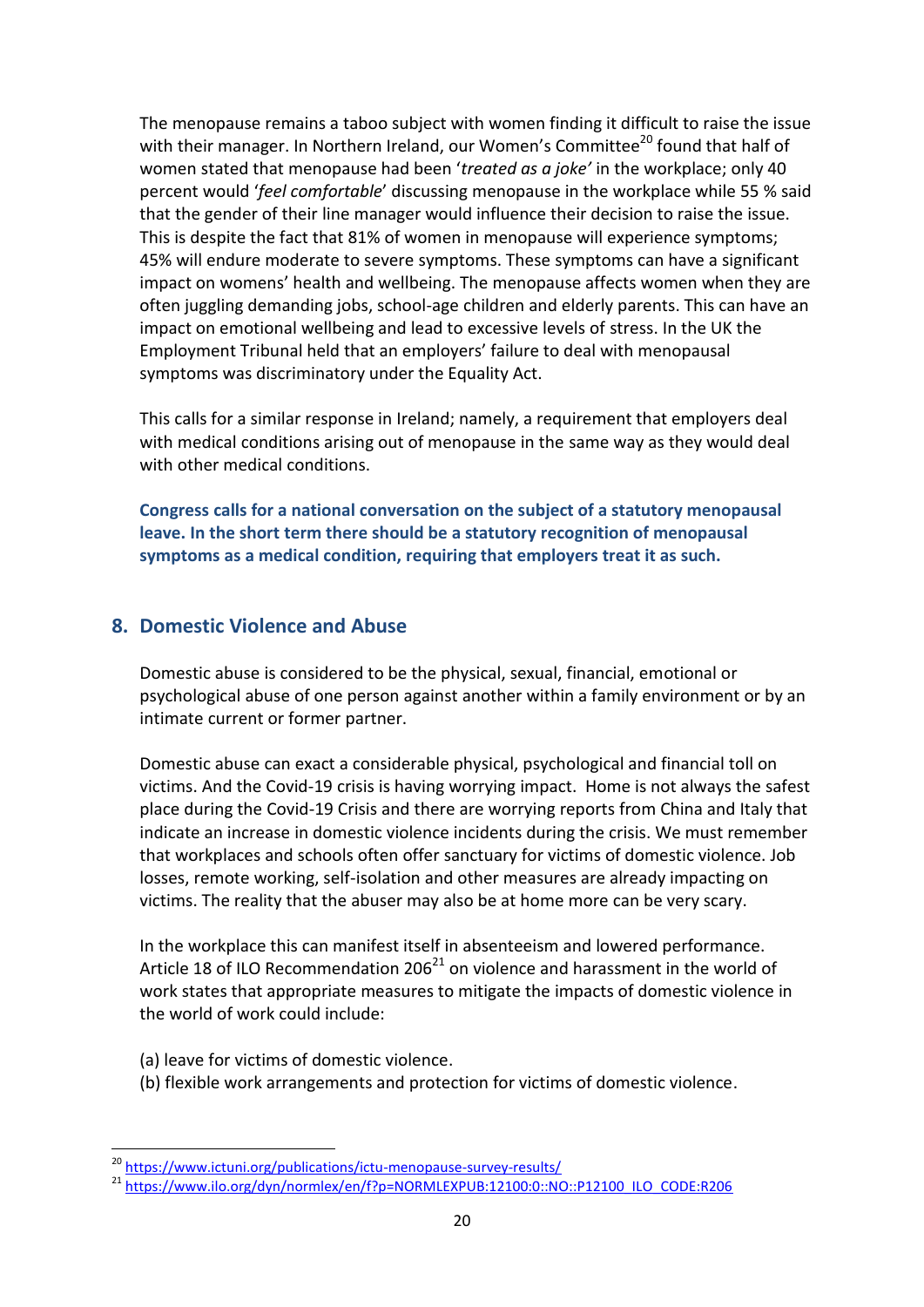The menopause remains a taboo subject with women finding it difficult to raise the issue with their manager. In Northern Ireland, our Women's Committee[20] found that half of women stated that menopause had been '*treated as a joke'* in the workplace; only 40 percent would '*feel comfortable*' discussing menopause in the workplace while 55 % said that the gender of their line manager would influence their decision to raise the issue. This is despite the fact that 81% of women in menopause will experience symptoms; 45% will endure moderate to severe symptoms. These symptoms can have a significant impact on womens' health and wellbeing. The menopause affects women when they are often juggling demanding jobs, school-age children and elderly parents. This can have an impact on emotional wellbeing and lead to excessive levels of stress. In the UK the Employment Tribunal held that an employers' failure to deal with menopausal symptoms was discriminatory under the Equality Act.

This calls for a similar response in Ireland; namely, a requirement that employers deal with medical conditions arising out of menopause in the same way as they would deal with other medical conditions.

**Congress calls for a national conversation on the subject of a statutory menopausal leave. In the short term there should be a statutory recognition of menopausal symptoms as a medical condition, requiring that employers treat it as such.**

## 8. Domestic Violence and Abuse

Domestic abuse is considered to be the physical, sexual, financial, emotional or psychological abuse of one person against another within a family environment or by an intimate current or former partner.

Domestic abuse can exact a considerable physical, psychological and financial toll on victims. And the Covid-19 crisis is having worrying impact. Home is not always the safest place during the Covid-19 Crisis and there are worrying reports from China and Italy that indicate an increase in domestic violence incidents during the crisis. We must remember that workplaces and schools often offer sanctuary for victims of domestic violence. Job losses, remote working, self-isolation and other measures are already impacting on victims. The reality that the abuser may also be at home more can be very scary.

In the workplace this can manifest itself in absenteeism and lowered performance. Article 18 of ILO Recommendation 206[21] on violence and harassment in the world of work states that appropriate measures to mitigate the impacts of domestic violence in the world of work could include:

(a) leave for victims of domestic violence.
(b) flexible work arrangements and protection for victims of domestic violence.

[20] https://www.ictuni.org/publications/ictu-menopause-survey-results/

[21] https://www.ilo.org/dyn/normlex/en/f?p=NORMLEXPUB:12100:0::NO::P12100_ILO_CODE:R206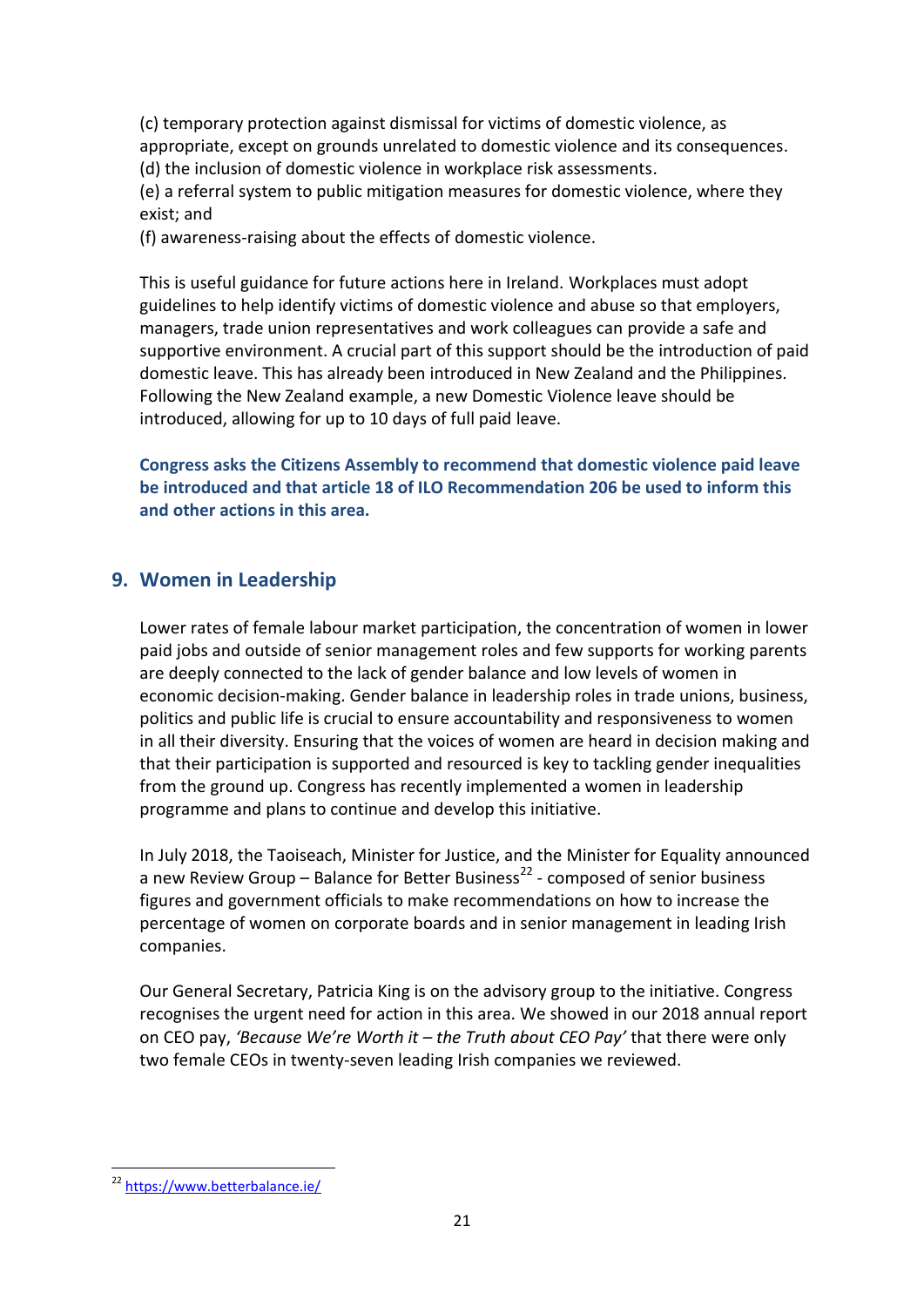(c) temporary protection against dismissal for victims of domestic violence, as appropriate, except on grounds unrelated to domestic violence and its consequences.
(d) the inclusion of domestic violence in workplace risk assessments.
(e) a referral system to public mitigation measures for domestic violence, where they exist; and
(f) awareness-raising about the effects of domestic violence.

This is useful guidance for future actions here in Ireland. Workplaces must adopt guidelines to help identify victims of domestic violence and abuse so that employers, managers, trade union representatives and work colleagues can provide a safe and supportive environment. A crucial part of this support should be the introduction of paid domestic leave. This has already been introduced in New Zealand and the Philippines. Following the New Zealand example, a new Domestic Violence leave should be introduced, allowing for up to 10 days of full paid leave.

**Congress asks the Citizens Assembly to recommend that domestic violence paid leave be introduced and that article 18 of ILO Recommendation 206 be used to inform this and other actions in this area.**

## 9. Women in Leadership

Lower rates of female labour market participation, the concentration of women in lower paid jobs and outside of senior management roles and few supports for working parents are deeply connected to the lack of gender balance and low levels of women in economic decision-making. Gender balance in leadership roles in trade unions, business, politics and public life is crucial to ensure accountability and responsiveness to women in all their diversity. Ensuring that the voices of women are heard in decision making and that their participation is supported and resourced is key to tackling gender inequalities from the ground up. Congress has recently implemented a women in leadership programme and plans to continue and develop this initiative.

In July 2018, the Taoiseach, Minister for Justice, and the Minister for Equality announced a new Review Group – Balance for Better Business[22] - composed of senior business figures and government officials to make recommendations on how to increase the percentage of women on corporate boards and in senior management in leading Irish companies.

Our General Secretary, Patricia King is on the advisory group to the initiative. Congress recognises the urgent need for action in this area. We showed in our 2018 annual report on CEO pay, *'Because We're Worth it – the Truth about CEO Pay'* that there were only two female CEOs in twenty-seven leading Irish companies we reviewed.

[22] https://www.betterbalance.ie/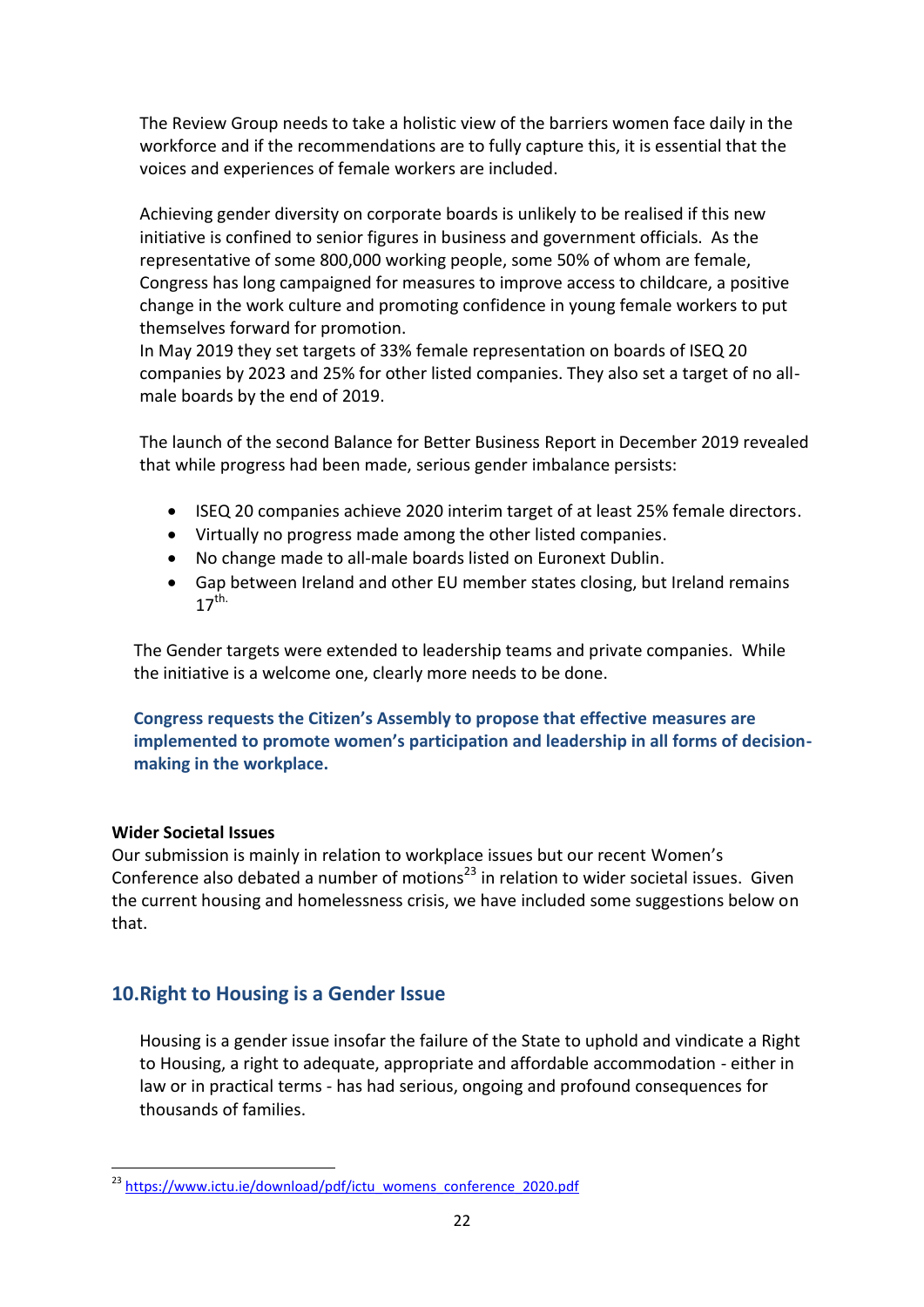The Review Group needs to take a holistic view of the barriers women face daily in the workforce and if the recommendations are to fully capture this, it is essential that the voices and experiences of female workers are included.

Achieving gender diversity on corporate boards is unlikely to be realised if this new initiative is confined to senior figures in business and government officials. As the representative of some 800,000 working people, some 50% of whom are female, Congress has long campaigned for measures to improve access to childcare, a positive change in the work culture and promoting confidence in young female workers to put themselves forward for promotion.
In May 2019 they set targets of 33% female representation on boards of ISEQ 20 companies by 2023 and 25% for other listed companies. They also set a target of no all-male boards by the end of 2019.

The launch of the second Balance for Better Business Report in December 2019 revealed that while progress had been made, serious gender imbalance persists:

- ISEQ 20 companies achieve 2020 interim target of at least 25% female directors.
- Virtually no progress made among the other listed companies.
- No change made to all-male boards listed on Euronext Dublin.
- Gap between Ireland and other EU member states closing, but Ireland remains 17th.

The Gender targets were extended to leadership teams and private companies. While the initiative is a welcome one, clearly more needs to be done.

**Congress requests the Citizen's Assembly to propose that effective measures are implemented to promote women's participation and leadership in all forms of decision-making in the workplace.**

**Wider Societal Issues**
Our submission is mainly in relation to workplace issues but our recent Women's Conference also debated a number of motions[23] in relation to wider societal issues. Given the current housing and homelessness crisis, we have included some suggestions below on that.

## 10.Right to Housing is a Gender Issue

Housing is a gender issue insofar the failure of the State to uphold and vindicate a Right to Housing, a right to adequate, appropriate and affordable accommodation - either in law or in practical terms - has had serious, ongoing and profound consequences for thousands of families.

[23] https://www.ictu.ie/download/pdf/ictu_womens_conference_2020.pdf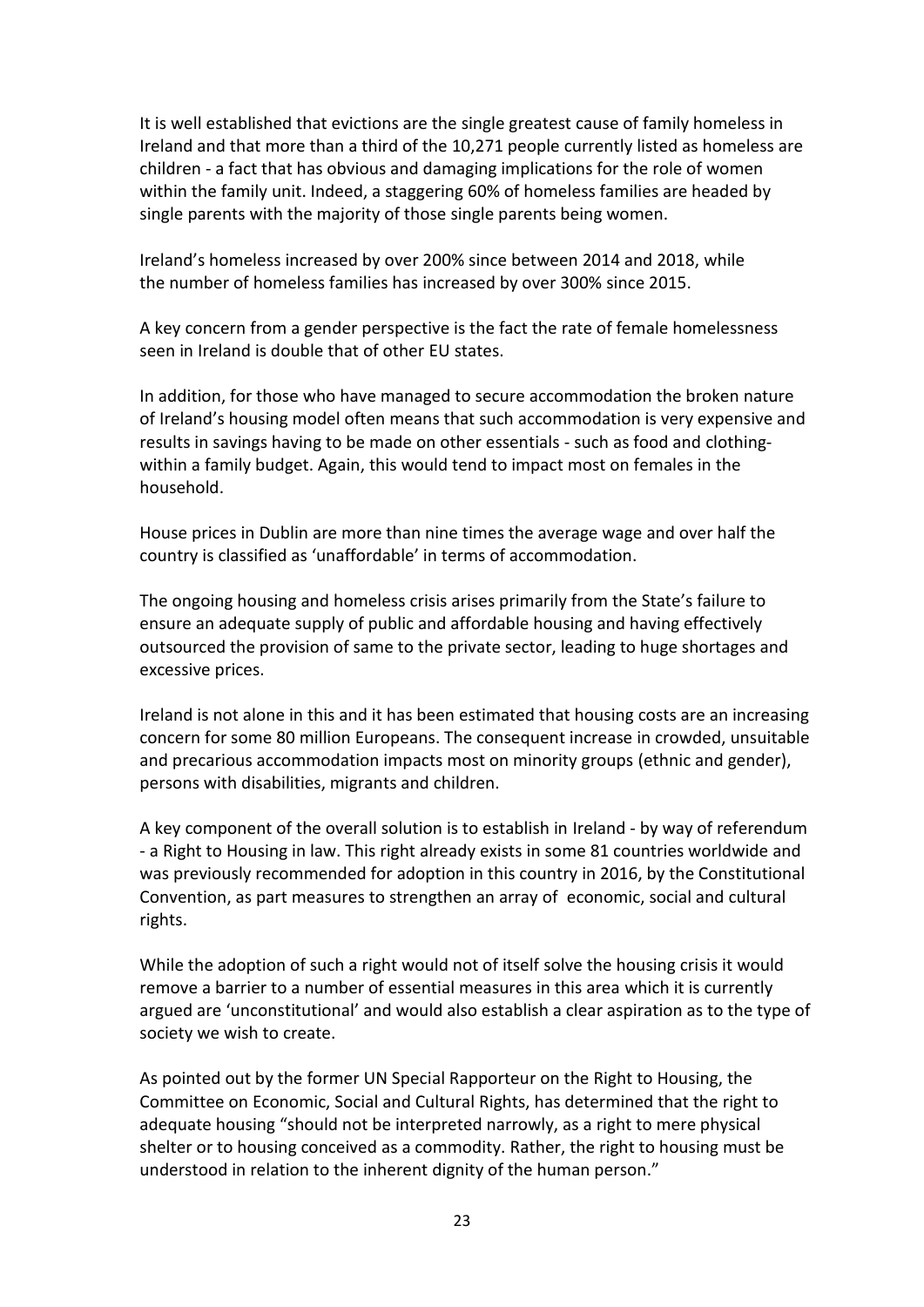It is well established that evictions are the single greatest cause of family homeless in Ireland and that more than a third of the 10,271 people currently listed as homeless are children - a fact that has obvious and damaging implications for the role of women within the family unit. Indeed, a staggering 60% of homeless families are headed by single parents with the majority of those single parents being women.

Ireland's homeless increased by over 200% since between 2014 and 2018, while the number of homeless families has increased by over 300% since 2015.

A key concern from a gender perspective is the fact the rate of female homelessness seen in Ireland is double that of other EU states.

In addition, for those who have managed to secure accommodation the broken nature of Ireland's housing model often means that such accommodation is very expensive and results in savings having to be made on other essentials - such as food and clothing- within a family budget. Again, this would tend to impact most on females in the household.

House prices in Dublin are more than nine times the average wage and over half the country is classified as 'unaffordable' in terms of accommodation.

The ongoing housing and homeless crisis arises primarily from the State's failure to ensure an adequate supply of public and affordable housing and having effectively outsourced the provision of same to the private sector, leading to huge shortages and excessive prices.

Ireland is not alone in this and it has been estimated that housing costs are an increasing concern for some 80 million Europeans. The consequent increase in crowded, unsuitable and precarious accommodation impacts most on minority groups (ethnic and gender), persons with disabilities, migrants and children.

A key component of the overall solution is to establish in Ireland - by way of referendum - a Right to Housing in law. This right already exists in some 81 countries worldwide and was previously recommended for adoption in this country in 2016, by the Constitutional Convention, as part measures to strengthen an array of economic, social and cultural rights.

While the adoption of such a right would not of itself solve the housing crisis it would remove a barrier to a number of essential measures in this area which it is currently argued are 'unconstitutional' and would also establish a clear aspiration as to the type of society we wish to create.

As pointed out by the former UN Special Rapporteur on the Right to Housing, the Committee on Economic, Social and Cultural Rights, has determined that the right to adequate housing "should not be interpreted narrowly, as a right to mere physical shelter or to housing conceived as a commodity. Rather, the right to housing must be understood in relation to the inherent dignity of the human person."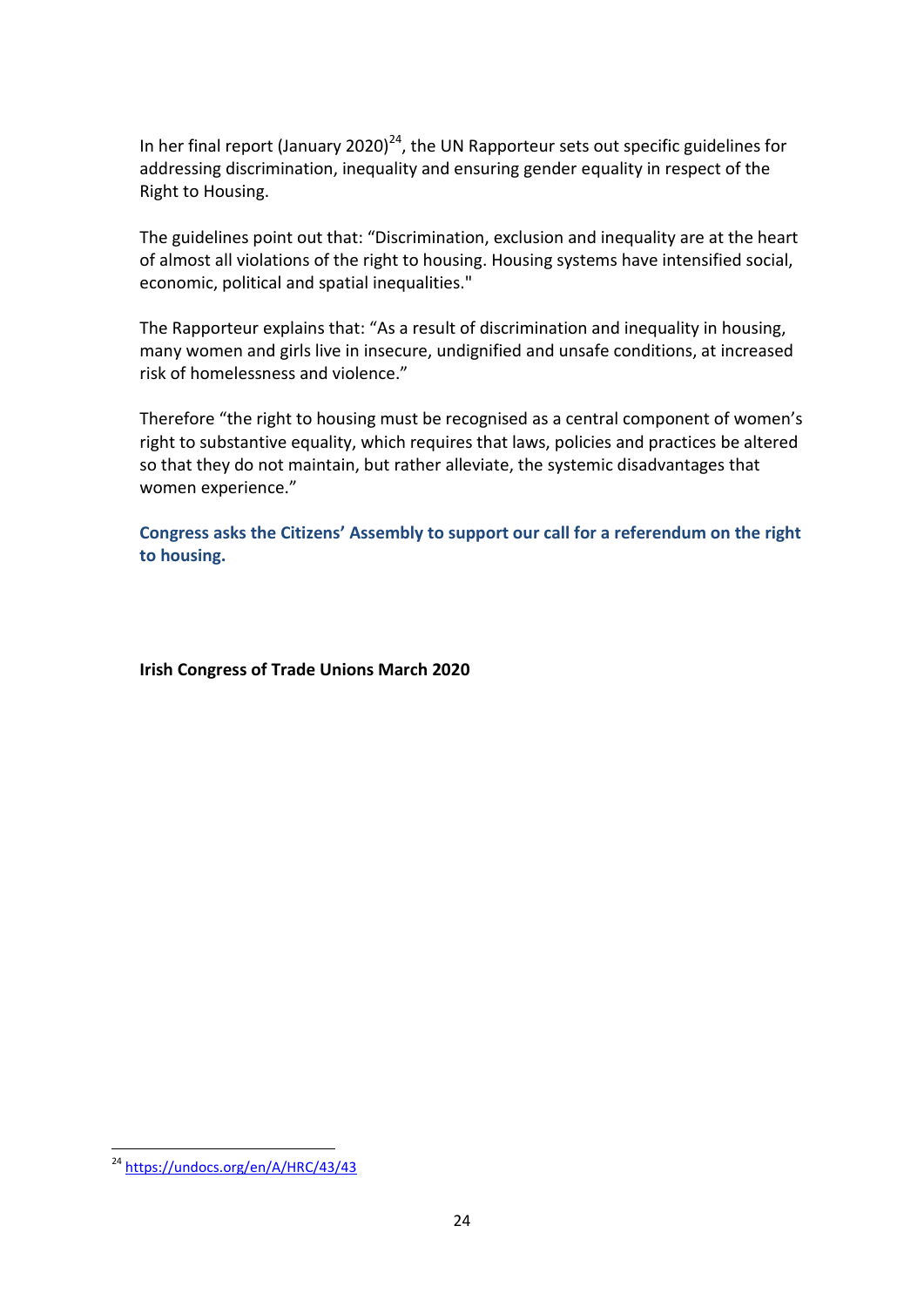In her final report (January 2020)[24], the UN Rapporteur sets out specific guidelines for addressing discrimination, inequality and ensuring gender equality in respect of the Right to Housing.

The guidelines point out that: "Discrimination, exclusion and inequality are at the heart of almost all violations of the right to housing. Housing systems have intensified social, economic, political and spatial inequalities."

The Rapporteur explains that: "As a result of discrimination and inequality in housing, many women and girls live in insecure, undignified and unsafe conditions, at increased risk of homelessness and violence."

Therefore "the right to housing must be recognised as a central component of women's right to substantive equality, which requires that laws, policies and practices be altered so that they do not maintain, but rather alleviate, the systemic disadvantages that women experience."

**Congress asks the Citizens' Assembly to support our call for a referendum on the right to housing.**

**Irish Congress of Trade Unions March 2020**

[24] https://undocs.org/en/A/HRC/43/43